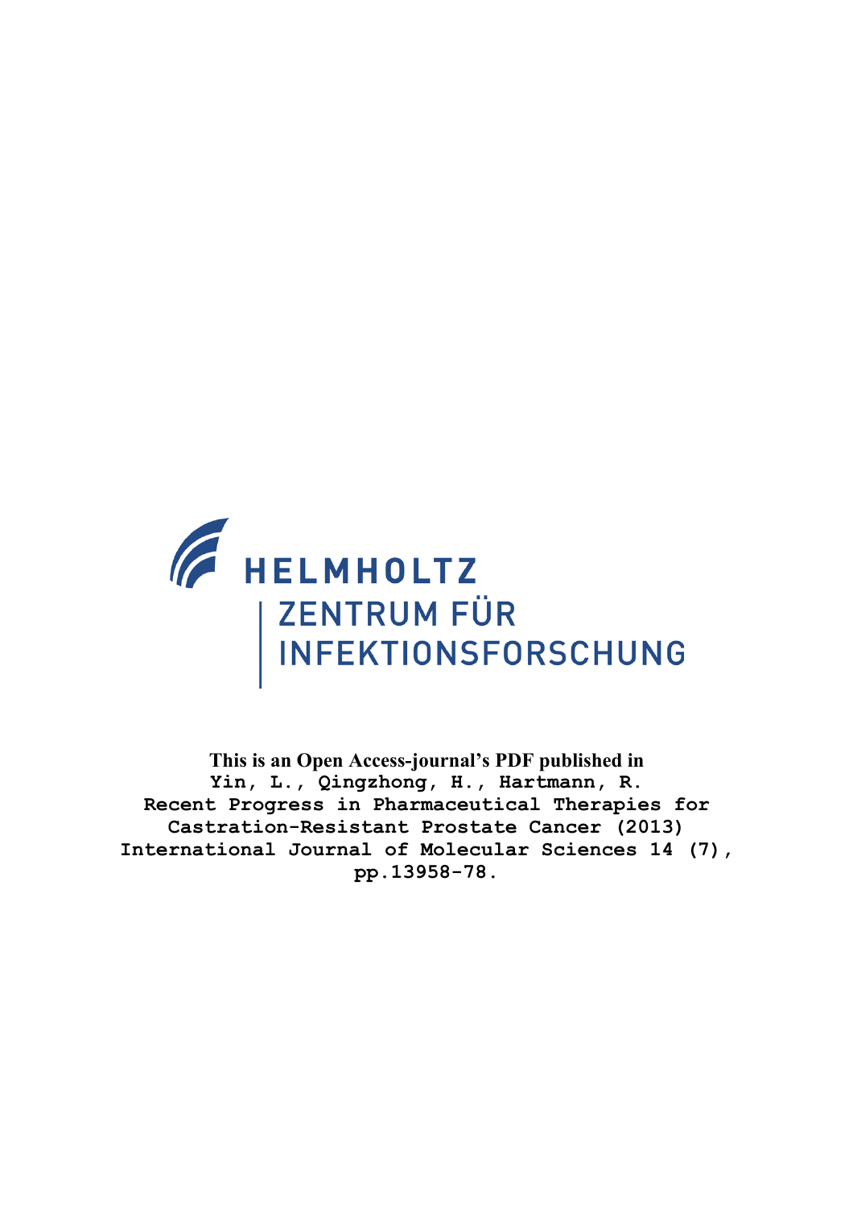HELMHOLTZ

ZENTRUM FÜR INFEKTIONSFORSCHUNG

**This is an Open Access-journal's PDF published in**

Yin, L., Qingzhong, H., Hartmann, R.
Recent Progress in Pharmaceutical Therapies for Castration-Resistant Prostate Cancer (2013)
International Journal of Molecular Sciences 14 (7), pp.13958-78.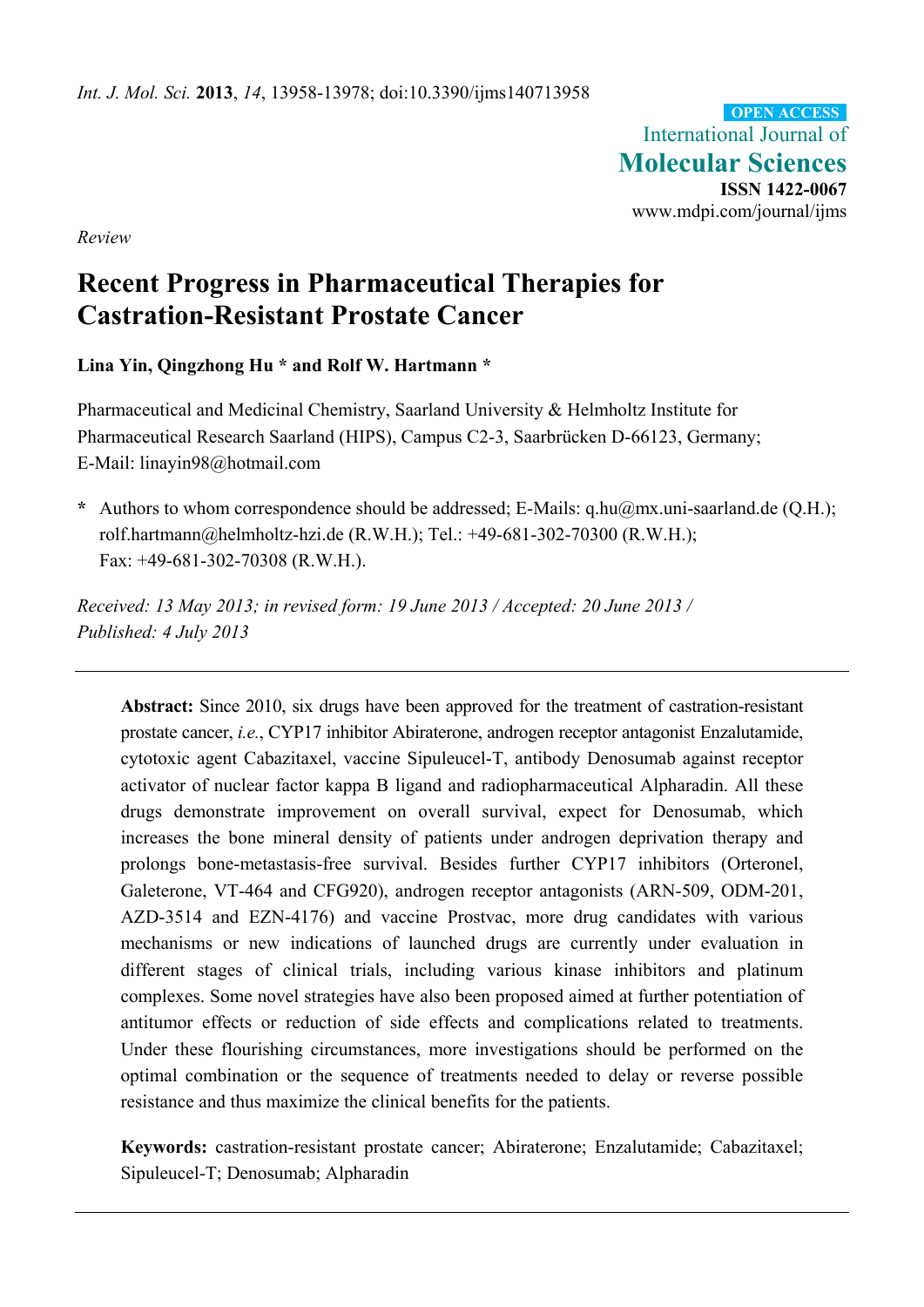## Review

# Recent Progress in Pharmaceutical Therapies for Castration-Resistant Prostate Cancer

**Lina Yin, Qingzhong Hu * and Rolf W. Hartmann ***

Pharmaceutical and Medicinal Chemistry, Saarland University & Helmholtz Institute for Pharmaceutical Research Saarland (HIPS), Campus C2-3, Saarbrücken D-66123, Germany; E-Mail: linayin98@hotmail.com

\* Authors to whom correspondence should be addressed; E-Mails: q.hu@mx.uni-saarland.de (Q.H.); rolf.hartmann@helmholtz-hzi.de (R.W.H.); Tel.: +49-681-302-70300 (R.W.H.); Fax: +49-681-302-70308 (R.W.H.).

*Received: 13 May 2013; in revised form: 19 June 2013 / Accepted: 20 June 2013 / Published: 4 July 2013*

**Abstract:** Since 2010, six drugs have been approved for the treatment of castration-resistant prostate cancer, *i.e.*, CYP17 inhibitor Abiraterone, androgen receptor antagonist Enzalutamide, cytotoxic agent Cabazitaxel, vaccine Sipuleucel-T, antibody Denosumab against receptor activator of nuclear factor kappa B ligand and radiopharmaceutical Alpharadin. All these drugs demonstrate improvement on overall survival, expect for Denosumab, which increases the bone mineral density of patients under androgen deprivation therapy and prolongs bone-metastasis-free survival. Besides further CYP17 inhibitors (Orteronel, Galeterone, VT-464 and CFG920), androgen receptor antagonists (ARN-509, ODM-201, AZD-3514 and EZN-4176) and vaccine Prostvac, more drug candidates with various mechanisms or new indications of launched drugs are currently under evaluation in different stages of clinical trials, including various kinase inhibitors and platinum complexes. Some novel strategies have also been proposed aimed at further potentiation of antitumor effects or reduction of side effects and complications related to treatments. Under these flourishing circumstances, more investigations should be performed on the optimal combination or the sequence of treatments needed to delay or reverse possible resistance and thus maximize the clinical benefits for the patients.

**Keywords:** castration-resistant prostate cancer; Abiraterone; Enzalutamide; Cabazitaxel; Sipuleucel-T; Denosumab; Alpharadin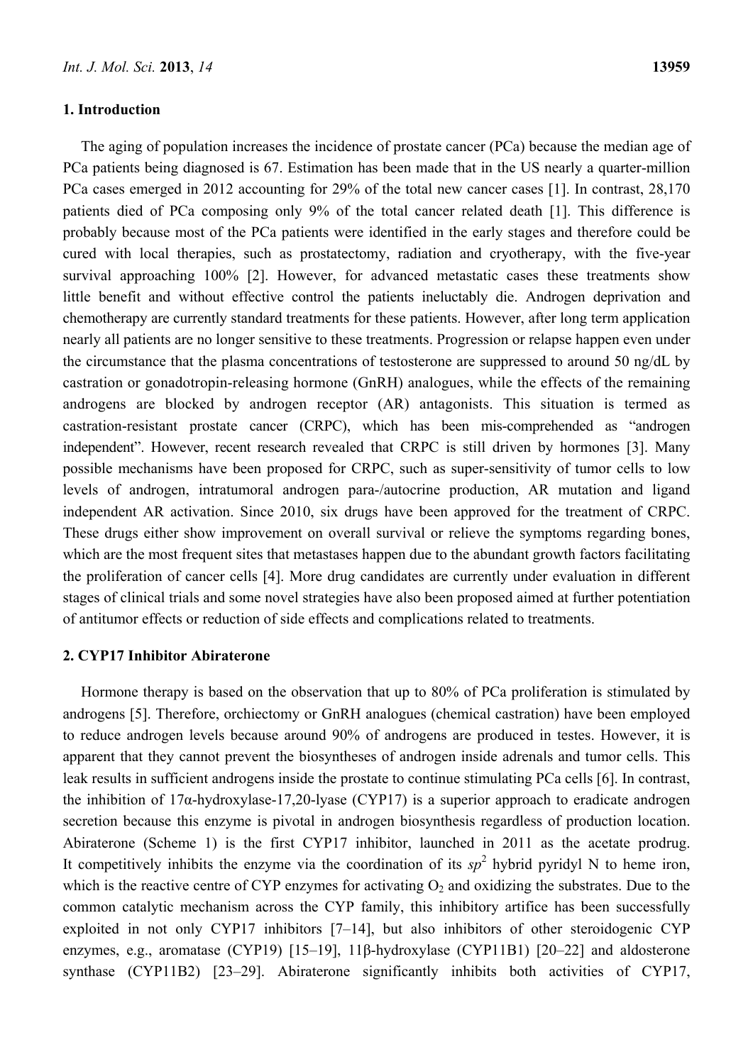## 1. Introduction

The aging of population increases the incidence of prostate cancer (PCa) because the median age of PCa patients being diagnosed is 67. Estimation has been made that in the US nearly a quarter-million PCa cases emerged in 2012 accounting for 29% of the total new cancer cases [1]. In contrast, 28,170 patients died of PCa composing only 9% of the total cancer related death [1]. This difference is probably because most of the PCa patients were identified in the early stages and therefore could be cured with local therapies, such as prostatectomy, radiation and cryotherapy, with the five-year survival approaching 100% [2]. However, for advanced metastatic cases these treatments show little benefit and without effective control the patients ineluctably die. Androgen deprivation and chemotherapy are currently standard treatments for these patients. However, after long term application nearly all patients are no longer sensitive to these treatments. Progression or relapse happen even under the circumstance that the plasma concentrations of testosterone are suppressed to around 50 ng/dL by castration or gonadotropin-releasing hormone (GnRH) analogues, while the effects of the remaining androgens are blocked by androgen receptor (AR) antagonists. This situation is termed as castration-resistant prostate cancer (CRPC), which has been mis-comprehended as "androgen independent". However, recent research revealed that CRPC is still driven by hormones [3]. Many possible mechanisms have been proposed for CRPC, such as super-sensitivity of tumor cells to low levels of androgen, intratumoral androgen para-/autocrine production, AR mutation and ligand independent AR activation. Since 2010, six drugs have been approved for the treatment of CRPC. These drugs either show improvement on overall survival or relieve the symptoms regarding bones, which are the most frequent sites that metastases happen due to the abundant growth factors facilitating the proliferation of cancer cells [4]. More drug candidates are currently under evaluation in different stages of clinical trials and some novel strategies have also been proposed aimed at further potentiation of antitumor effects or reduction of side effects and complications related to treatments.

## 2. CYP17 Inhibitor Abiraterone

Hormone therapy is based on the observation that up to 80% of PCa proliferation is stimulated by androgens [5]. Therefore, orchiectomy or GnRH analogues (chemical castration) have been employed to reduce androgen levels because around 90% of androgens are produced in testes. However, it is apparent that they cannot prevent the biosyntheses of androgen inside adrenals and tumor cells. This leak results in sufficient androgens inside the prostate to continue stimulating PCa cells [6]. In contrast, the inhibition of 17α-hydroxylase-17,20-lyase (CYP17) is a superior approach to eradicate androgen secretion because this enzyme is pivotal in androgen biosynthesis regardless of production location. Abiraterone (Scheme 1) is the first CYP17 inhibitor, launched in 2011 as the acetate prodrug. It competitively inhibits the enzyme via the coordination of its $sp^2$ hybrid pyridyl N to heme iron, which is the reactive centre of CYP enzymes for activating $O_2$ and oxidizing the substrates. Due to the common catalytic mechanism across the CYP family, this inhibitory artifice has been successfully exploited in not only CYP17 inhibitors [7–14], but also inhibitors of other steroidogenic CYP enzymes, e.g., aromatase (CYP19) [15–19], 11β-hydroxylase (CYP11B1) [20–22] and aldosterone synthase (CYP11B2) [23–29]. Abiraterone significantly inhibits both activities of CYP17,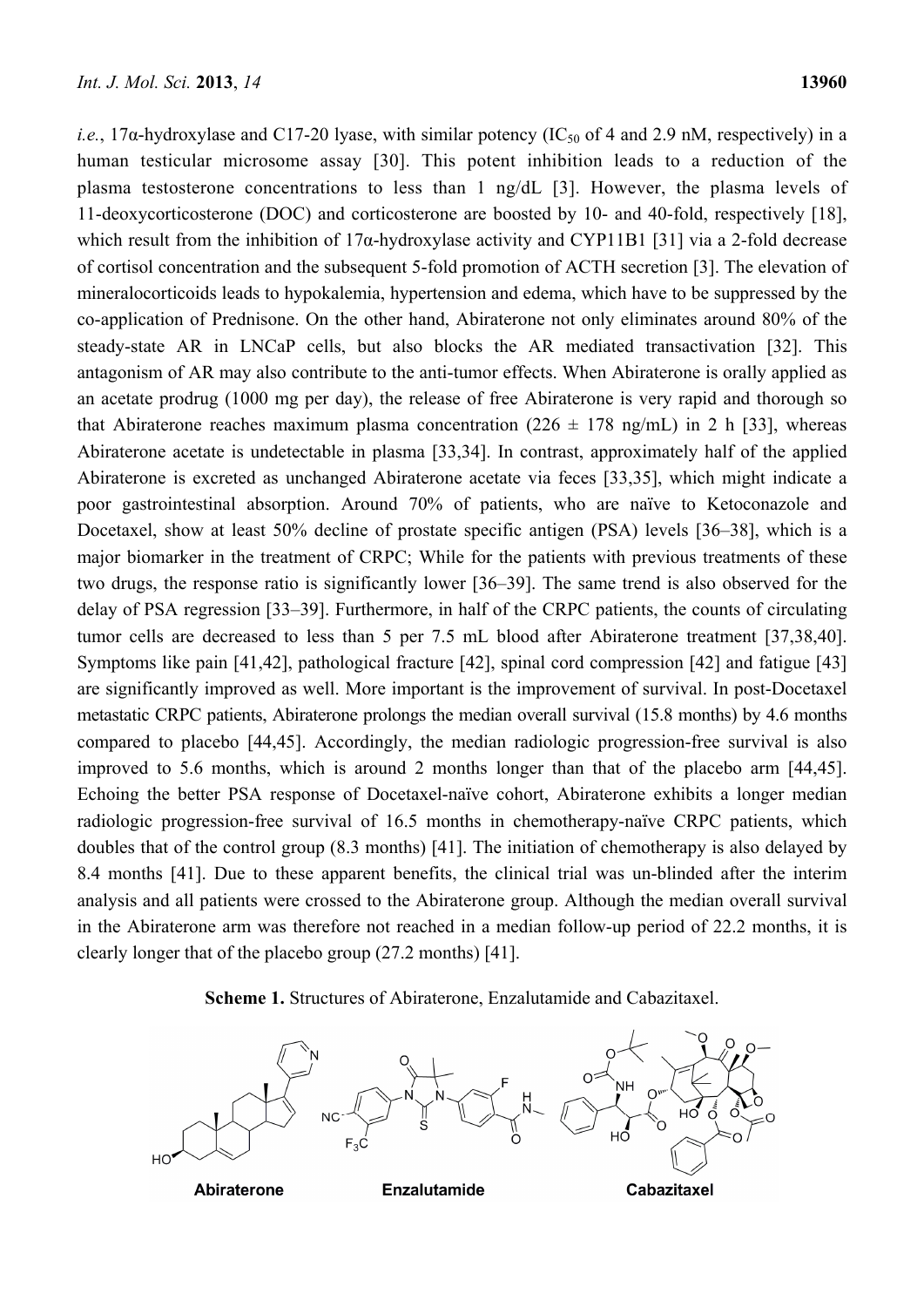*i.e.*, 17α-hydroxylase and C17-20 lyase, with similar potency ($IC_{50}$ of 4 and 2.9 nM, respectively) in a human testicular microsome assay [30]. This potent inhibition leads to a reduction of the plasma testosterone concentrations to less than 1 ng/dL [3]. However, the plasma levels of 11-deoxycorticosterone (DOC) and corticosterone are boosted by 10- and 40-fold, respectively [18], which result from the inhibition of 17α-hydroxylase activity and CYP11B1 [31] via a 2-fold decrease of cortisol concentration and the subsequent 5-fold promotion of ACTH secretion [3]. The elevation of mineralocorticoids leads to hypokalemia, hypertension and edema, which have to be suppressed by the co-application of Prednisone. On the other hand, Abiraterone not only eliminates around 80% of the steady-state AR in LNCaP cells, but also blocks the AR mediated transactivation [32]. This antagonism of AR may also contribute to the anti-tumor effects. When Abiraterone is orally applied as an acetate prodrug (1000 mg per day), the release of free Abiraterone is very rapid and thorough so that Abiraterone reaches maximum plasma concentration (226 ± 178 ng/mL) in 2 h [33], whereas Abiraterone acetate is undetectable in plasma [33,34]. In contrast, approximately half of the applied Abiraterone is excreted as unchanged Abiraterone acetate via feces [33,35], which might indicate a poor gastrointestinal absorption. Around 70% of patients, who are naïve to Ketoconazole and Docetaxel, show at least 50% decline of prostate specific antigen (PSA) levels [36–38], which is a major biomarker in the treatment of CRPC; While for the patients with previous treatments of these two drugs, the response ratio is significantly lower [36–39]. The same trend is also observed for the delay of PSA regression [33–39]. Furthermore, in half of the CRPC patients, the counts of circulating tumor cells are decreased to less than 5 per 7.5 mL blood after Abiraterone treatment [37,38,40]. Symptoms like pain [41,42], pathological fracture [42], spinal cord compression [42] and fatigue [43] are significantly improved as well. More important is the improvement of survival. In post-Docetaxel metastatic CRPC patients, Abiraterone prolongs the median overall survival (15.8 months) by 4.6 months compared to placebo [44,45]. Accordingly, the median radiologic progression-free survival is also improved to 5.6 months, which is around 2 months longer than that of the placebo arm [44,45]. Echoing the better PSA response of Docetaxel-naïve cohort, Abiraterone exhibits a longer median radiologic progression-free survival of 16.5 months in chemotherapy-naïve CRPC patients, which doubles that of the control group (8.3 months) [41]. The initiation of chemotherapy is also delayed by 8.4 months [41]. Due to these apparent benefits, the clinical trial was un-blinded after the interim analysis and all patients were crossed to the Abiraterone group. Although the median overall survival in the Abiraterone arm was therefore not reached in a median follow-up period of 22.2 months, it is clearly longer that of the placebo group (27.2 months) [41].

**Scheme 1.** Structures of Abiraterone, Enzalutamide and Cabazitaxel.

Abiraterone    Enzalutamide    Cabazitaxel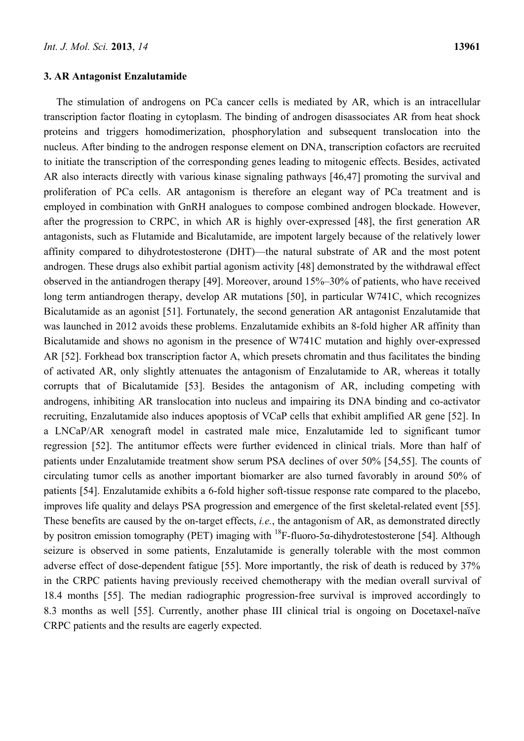### 3. AR Antagonist Enzalutamide

The stimulation of androgens on PCa cancer cells is mediated by AR, which is an intracellular transcription factor floating in cytoplasm. The binding of androgen disassociates AR from heat shock proteins and triggers homodimerization, phosphorylation and subsequent translocation into the nucleus. After binding to the androgen response element on DNA, transcription cofactors are recruited to initiate the transcription of the corresponding genes leading to mitogenic effects. Besides, activated AR also interacts directly with various kinase signaling pathways [46,47] promoting the survival and proliferation of PCa cells. AR antagonism is therefore an elegant way of PCa treatment and is employed in combination with GnRH analogues to compose combined androgen blockade. However, after the progression to CRPC, in which AR is highly over-expressed [48], the first generation AR antagonists, such as Flutamide and Bicalutamide, are impotent largely because of the relatively lower affinity compared to dihydrotestosterone (DHT)—the natural substrate of AR and the most potent androgen. These drugs also exhibit partial agonism activity [48] demonstrated by the withdrawal effect observed in the antiandrogen therapy [49]. Moreover, around 15%–30% of patients, who have received long term antiandrogen therapy, develop AR mutations [50], in particular W741C, which recognizes Bicalutamide as an agonist [51]. Fortunately, the second generation AR antagonist Enzalutamide that was launched in 2012 avoids these problems. Enzalutamide exhibits an 8-fold higher AR affinity than Bicalutamide and shows no agonism in the presence of W741C mutation and highly over-expressed AR [52]. Forkhead box transcription factor A, which presets chromatin and thus facilitates the binding of activated AR, only slightly attenuates the antagonism of Enzalutamide to AR, whereas it totally corrupts that of Bicalutamide [53]. Besides the antagonism of AR, including competing with androgens, inhibiting AR translocation into nucleus and impairing its DNA binding and co-activator recruiting, Enzalutamide also induces apoptosis of VCaP cells that exhibit amplified AR gene [52]. In a LNCaP/AR xenograft model in castrated male mice, Enzalutamide led to significant tumor regression [52]. The antitumor effects were further evidenced in clinical trials. More than half of patients under Enzalutamide treatment show serum PSA declines of over 50% [54,55]. The counts of circulating tumor cells as another important biomarker are also turned favorably in around 50% of patients [54]. Enzalutamide exhibits a 6-fold higher soft-tissue response rate compared to the placebo, improves life quality and delays PSA progression and emergence of the first skeletal-related event [55]. These benefits are caused by the on-target effects, *i.e.*, the antagonism of AR, as demonstrated directly by positron emission tomography (PET) imaging with $^{18}$F-fluoro-5α-dihydrotestosterone [54]. Although seizure is observed in some patients, Enzalutamide is generally tolerable with the most common adverse effect of dose-dependent fatigue [55]. More importantly, the risk of death is reduced by 37% in the CRPC patients having previously received chemotherapy with the median overall survival of 18.4 months [55]. The median radiographic progression-free survival is improved accordingly to 8.3 months as well [55]. Currently, another phase III clinical trial is ongoing on Docetaxel-naïve CRPC patients and the results are eagerly expected.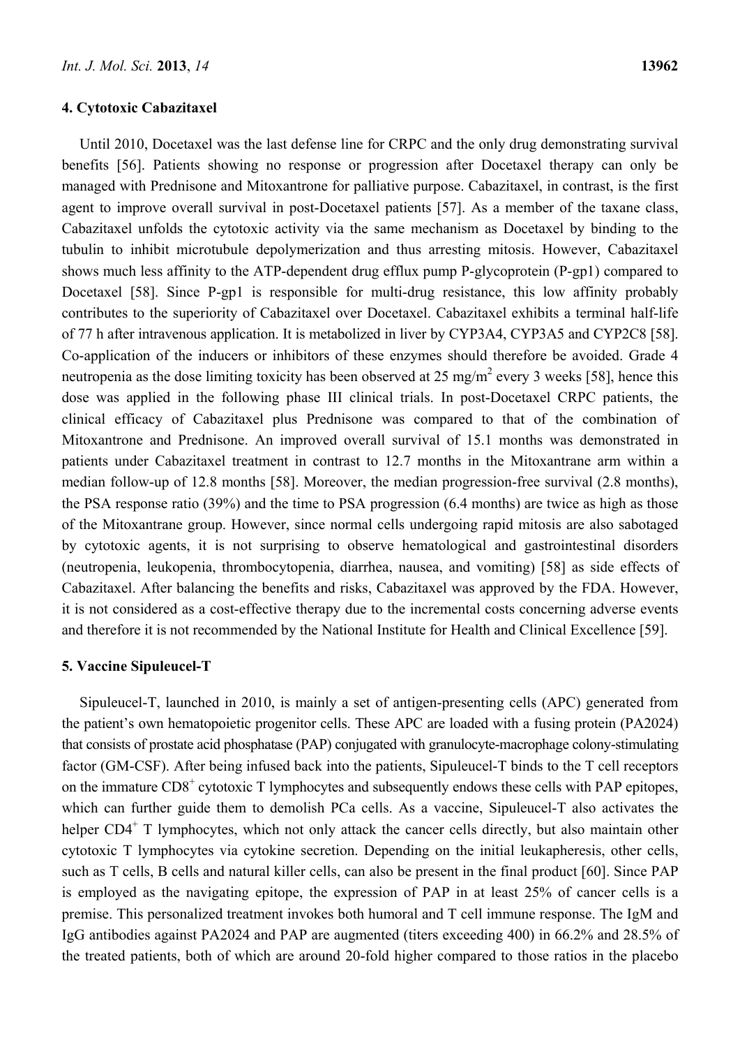## 4. Cytotoxic Cabazitaxel

Until 2010, Docetaxel was the last defense line for CRPC and the only drug demonstrating survival benefits [56]. Patients showing no response or progression after Docetaxel therapy can only be managed with Prednisone and Mitoxantrone for palliative purpose. Cabazitaxel, in contrast, is the first agent to improve overall survival in post-Docetaxel patients [57]. As a member of the taxane class, Cabazitaxel unfolds the cytotoxic activity via the same mechanism as Docetaxel by binding to the tubulin to inhibit microtubule depolymerization and thus arresting mitosis. However, Cabazitaxel shows much less affinity to the ATP-dependent drug efflux pump P-glycoprotein (P-gp1) compared to Docetaxel [58]. Since P-gp1 is responsible for multi-drug resistance, this low affinity probably contributes to the superiority of Cabazitaxel over Docetaxel. Cabazitaxel exhibits a terminal half-life of 77 h after intravenous application. It is metabolized in liver by CYP3A4, CYP3A5 and CYP2C8 [58]. Co-application of the inducers or inhibitors of these enzymes should therefore be avoided. Grade 4 neutropenia as the dose limiting toxicity has been observed at 25 mg/m$^2$ every 3 weeks [58], hence this dose was applied in the following phase III clinical trials. In post-Docetaxel CRPC patients, the clinical efficacy of Cabazitaxel plus Prednisone was compared to that of the combination of Mitoxantrone and Prednisone. An improved overall survival of 15.1 months was demonstrated in patients under Cabazitaxel treatment in contrast to 12.7 months in the Mitoxantrane arm within a median follow-up of 12.8 months [58]. Moreover, the median progression-free survival (2.8 months), the PSA response ratio (39%) and the time to PSA progression (6.4 months) are twice as high as those of the Mitoxantrane group. However, since normal cells undergoing rapid mitosis are also sabotaged by cytotoxic agents, it is not surprising to observe hematological and gastrointestinal disorders (neutropenia, leukopenia, thrombocytopenia, diarrhea, nausea, and vomiting) [58] as side effects of Cabazitaxel. After balancing the benefits and risks, Cabazitaxel was approved by the FDA. However, it is not considered as a cost-effective therapy due to the incremental costs concerning adverse events and therefore it is not recommended by the National Institute for Health and Clinical Excellence [59].

## 5. Vaccine Sipuleucel-T

Sipuleucel-T, launched in 2010, is mainly a set of antigen-presenting cells (APC) generated from the patient's own hematopoietic progenitor cells. These APC are loaded with a fusing protein (PA2024) that consists of prostate acid phosphatase (PAP) conjugated with granulocyte-macrophage colony-stimulating factor (GM-CSF). After being infused back into the patients, Sipuleucel-T binds to the T cell receptors on the immature CD8$^+$ cytotoxic T lymphocytes and subsequently endows these cells with PAP epitopes, which can further guide them to demolish PCa cells. As a vaccine, Sipuleucel-T also activates the helper CD4$^+$ T lymphocytes, which not only attack the cancer cells directly, but also maintain other cytotoxic T lymphocytes via cytokine secretion. Depending on the initial leukapheresis, other cells, such as T cells, B cells and natural killer cells, can also be present in the final product [60]. Since PAP is employed as the navigating epitope, the expression of PAP in at least 25% of cancer cells is a premise. This personalized treatment invokes both humoral and T cell immune response. The IgM and IgG antibodies against PA2024 and PAP are augmented (titers exceeding 400) in 66.2% and 28.5% of the treated patients, both of which are around 20-fold higher compared to those ratios in the placebo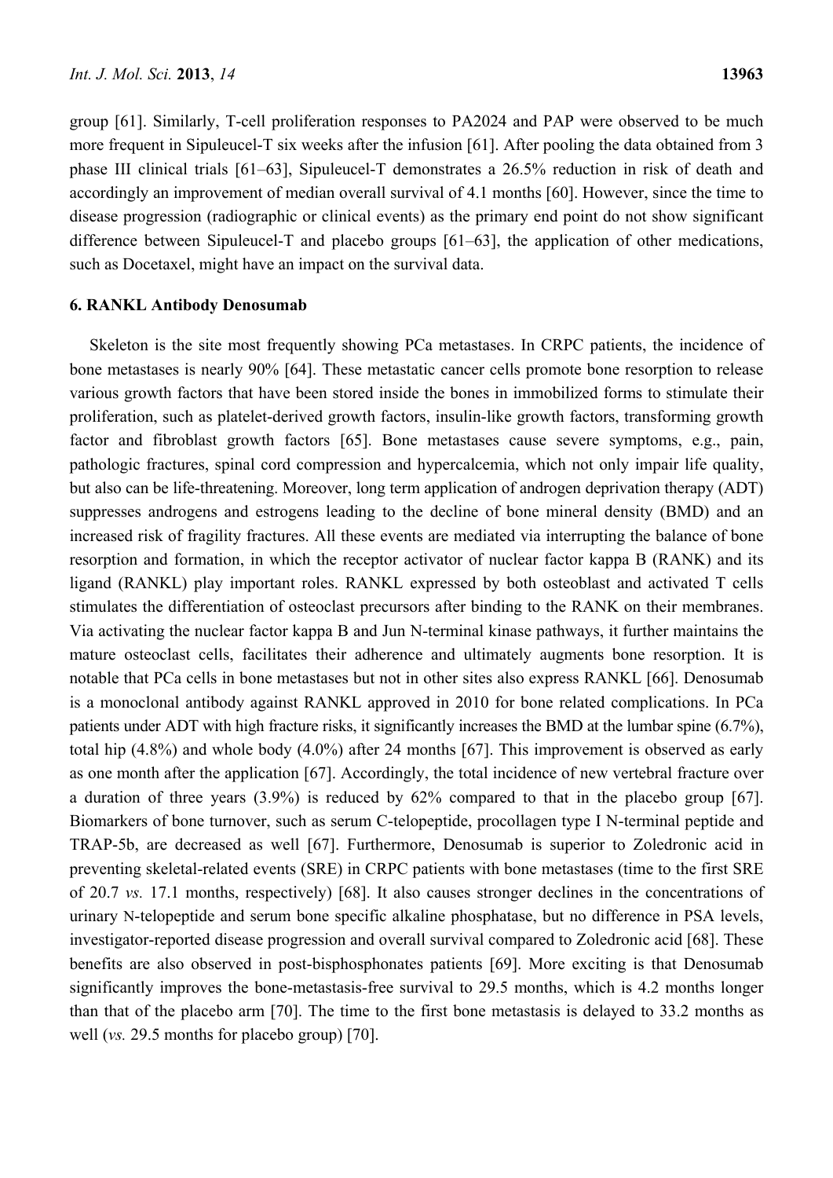group [61]. Similarly, T-cell proliferation responses to PA2024 and PAP were observed to be much more frequent in Sipuleucel-T six weeks after the infusion [61]. After pooling the data obtained from 3 phase III clinical trials [61–63], Sipuleucel-T demonstrates a 26.5% reduction in risk of death and accordingly an improvement of median overall survival of 4.1 months [60]. However, since the time to disease progression (radiographic or clinical events) as the primary end point do not show significant difference between Sipuleucel-T and placebo groups [61–63], the application of other medications, such as Docetaxel, might have an impact on the survival data.

## 6. RANKL Antibody Denosumab

Skeleton is the site most frequently showing PCa metastases. In CRPC patients, the incidence of bone metastases is nearly 90% [64]. These metastatic cancer cells promote bone resorption to release various growth factors that have been stored inside the bones in immobilized forms to stimulate their proliferation, such as platelet-derived growth factors, insulin-like growth factors, transforming growth factor and fibroblast growth factors [65]. Bone metastases cause severe symptoms, e.g., pain, pathologic fractures, spinal cord compression and hypercalcemia, which not only impair life quality, but also can be life-threatening. Moreover, long term application of androgen deprivation therapy (ADT) suppresses androgens and estrogens leading to the decline of bone mineral density (BMD) and an increased risk of fragility fractures. All these events are mediated via interrupting the balance of bone resorption and formation, in which the receptor activator of nuclear factor kappa B (RANK) and its ligand (RANKL) play important roles. RANKL expressed by both osteoblast and activated T cells stimulates the differentiation of osteoclast precursors after binding to the RANK on their membranes. Via activating the nuclear factor kappa B and Jun N-terminal kinase pathways, it further maintains the mature osteoclast cells, facilitates their adherence and ultimately augments bone resorption. It is notable that PCa cells in bone metastases but not in other sites also express RANKL [66]. Denosumab is a monoclonal antibody against RANKL approved in 2010 for bone related complications. In PCa patients under ADT with high fracture risks, it significantly increases the BMD at the lumbar spine (6.7%), total hip (4.8%) and whole body (4.0%) after 24 months [67]. This improvement is observed as early as one month after the application [67]. Accordingly, the total incidence of new vertebral fracture over a duration of three years (3.9%) is reduced by 62% compared to that in the placebo group [67]. Biomarkers of bone turnover, such as serum C-telopeptide, procollagen type I N-terminal peptide and TRAP-5b, are decreased as well [67]. Furthermore, Denosumab is superior to Zoledronic acid in preventing skeletal-related events (SRE) in CRPC patients with bone metastases (time to the first SRE of 20.7 *vs.* 17.1 months, respectively) [68]. It also causes stronger declines in the concentrations of urinary N-telopeptide and serum bone specific alkaline phosphatase, but no difference in PSA levels, investigator-reported disease progression and overall survival compared to Zoledronic acid [68]. These benefits are also observed in post-bisphosphonates patients [69]. More exciting is that Denosumab significantly improves the bone-metastasis-free survival to 29.5 months, which is 4.2 months longer than that of the placebo arm [70]. The time to the first bone metastasis is delayed to 33.2 months as well (*vs.* 29.5 months for placebo group) [70].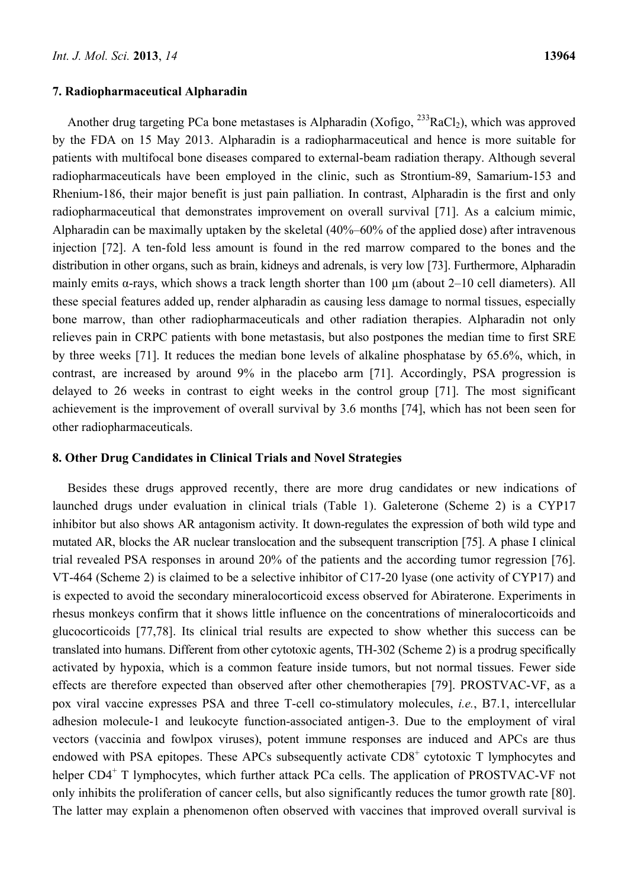## 7. Radiopharmaceutical Alpharadin

Another drug targeting PCa bone metastases is Alpharadin (Xofigo, $^{233}RaCl_2$), which was approved by the FDA on 15 May 2013. Alpharadin is a radiopharmaceutical and hence is more suitable for patients with multifocal bone diseases compared to external-beam radiation therapy. Although several radiopharmaceuticals have been employed in the clinic, such as Strontium-89, Samarium-153 and Rhenium-186, their major benefit is just pain palliation. In contrast, Alpharadin is the first and only radiopharmaceutical that demonstrates improvement on overall survival [71]. As a calcium mimic, Alpharadin can be maximally uptaken by the skeletal (40%–60% of the applied dose) after intravenous injection [72]. A ten-fold less amount is found in the red marrow compared to the bones and the distribution in other organs, such as brain, kidneys and adrenals, is very low [73]. Furthermore, Alpharadin mainly emits α-rays, which shows a track length shorter than 100 µm (about 2–10 cell diameters). All these special features added up, render alpharadin as causing less damage to normal tissues, especially bone marrow, than other radiopharmaceuticals and other radiation therapies. Alpharadin not only relieves pain in CRPC patients with bone metastasis, but also postpones the median time to first SRE by three weeks [71]. It reduces the median bone levels of alkaline phosphatase by 65.6%, which, in contrast, are increased by around 9% in the placebo arm [71]. Accordingly, PSA progression is delayed to 26 weeks in contrast to eight weeks in the control group [71]. The most significant achievement is the improvement of overall survival by 3.6 months [74], which has not been seen for other radiopharmaceuticals.

## 8. Other Drug Candidates in Clinical Trials and Novel Strategies

Besides these drugs approved recently, there are more drug candidates or new indications of launched drugs under evaluation in clinical trials (Table 1). Galeterone (Scheme 2) is a CYP17 inhibitor but also shows AR antagonism activity. It down-regulates the expression of both wild type and mutated AR, blocks the AR nuclear translocation and the subsequent transcription [75]. A phase I clinical trial revealed PSA responses in around 20% of the patients and the according tumor regression [76]. VT-464 (Scheme 2) is claimed to be a selective inhibitor of C17-20 lyase (one activity of CYP17) and is expected to avoid the secondary mineralocorticoid excess observed for Abiraterone. Experiments in rhesus monkeys confirm that it shows little influence on the concentrations of mineralocorticoids and glucocorticoids [77,78]. Its clinical trial results are expected to show whether this success can be translated into humans. Different from other cytotoxic agents, TH-302 (Scheme 2) is a prodrug specifically activated by hypoxia, which is a common feature inside tumors, but not normal tissues. Fewer side effects are therefore expected than observed after other chemotherapies [79]. PROSTVAC-VF, as a pox viral vaccine expresses PSA and three T-cell co-stimulatory molecules, *i.e.*, B7.1, intercellular adhesion molecule-1 and leukocyte function-associated antigen-3. Due to the employment of viral vectors (vaccinia and fowlpox viruses), potent immune responses are induced and APCs are thus endowed with PSA epitopes. These APCs subsequently activate $CD8^+$ cytotoxic T lymphocytes and helper $CD4^+$ T lymphocytes, which further attack PCa cells. The application of PROSTVAC-VF not only inhibits the proliferation of cancer cells, but also significantly reduces the tumor growth rate [80]. The latter may explain a phenomenon often observed with vaccines that improved overall survival is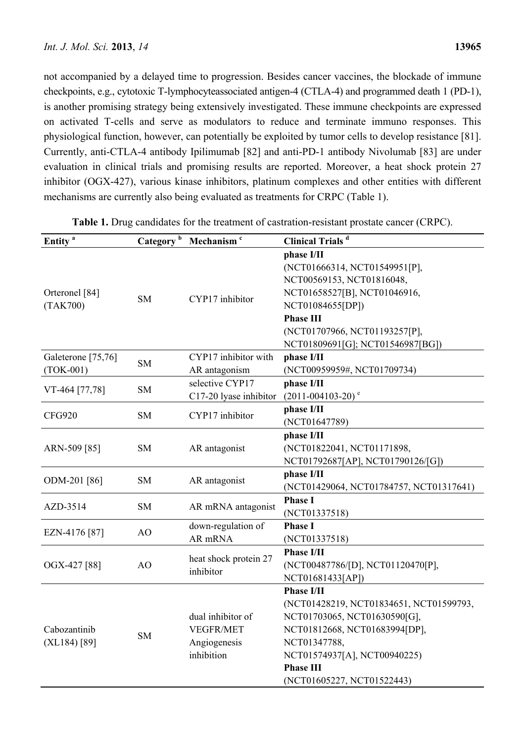not accompanied by a delayed time to progression. Besides cancer vaccines, the blockade of immune checkpoints, e.g., cytotoxic T-lymphocyteassociated antigen-4 (CTLA-4) and programmed death 1 (PD-1), is another promising strategy being extensively investigated. These immune checkpoints are expressed on activated T-cells and serve as modulators to reduce and terminate immuno responses. This physiological function, however, can potentially be exploited by tumor cells to develop resistance [81]. Currently, anti-CTLA-4 antibody Ipilimumab [82] and anti-PD-1 antibody Nivolumab [83] are under evaluation in clinical trials and promising results are reported. Moreover, a heat shock protein 27 inhibitor (OGX-427), various kinase inhibitors, platinum complexes and other entities with different mechanisms are currently also being evaluated as treatments for CRPC (Table 1).

**Table 1.** Drug candidates for the treatment of castration-resistant prostate cancer (CRPC).

| Entity [a] | Category [b] | Mechanism [c] | Clinical Trials [d] |
|---|---|---|---|
| Orteronel [84] (TAK700) | SM | CYP17 inhibitor | **phase I/II** (NCT01666314, NCT01549951[P], NCT00569153, NCT01816048, NCT01658527[B], NCT01046916, NCT01084655[DP]) **Phase III** (NCT01707966, NCT01193257[P], NCT01809691[G]; NCT01546987[BG]) |
| Galeterone [75,76] (TOK-001) | SM | CYP17 inhibitor with AR antagonism | **phase I/II** (NCT00959959#, NCT01709734) |
| VT-464 [77,78] | SM | selective CYP17 C17-20 lyase inhibitor | **phase I/II** (2011-004103-20) [e] |
| CFG920 | SM | CYP17 inhibitor | **phase I/II** (NCT01647789) |
| ARN-509 [85] | SM | AR antagonist | **phase I/II** (NCT01822041, NCT01171898, NCT01792687[AP], NCT01790126/[G]) |
| ODM-201 [86] | SM | AR antagonist | **phase I/II** (NCT01429064, NCT01784757, NCT01317641) |
| AZD-3514 | SM | AR mRNA antagonist | **Phase I** (NCT01337518) |
| EZN-4176 [87] | AO | down-regulation of AR mRNA | **Phase I** (NCT01337518) |
| OGX-427 [88] | AO | heat shock protein 27 inhibitor | **Phase I/II** (NCT00487786/[D], NCT01120470[P], NCT01681433[AP]) |
| Cabozantinib (XL184) [89] | SM | dual inhibitor of VEGFR/MET Angiogenesis inhibition | **Phase I/II** (NCT01428219, NCT01834651, NCT01599793, NCT01703065, NCT01630590[G], NCT01812668, NCT01683994[DP], NCT01347788, NCT01574937[A], NCT00940225) **Phase III** (NCT01605227, NCT01522443) |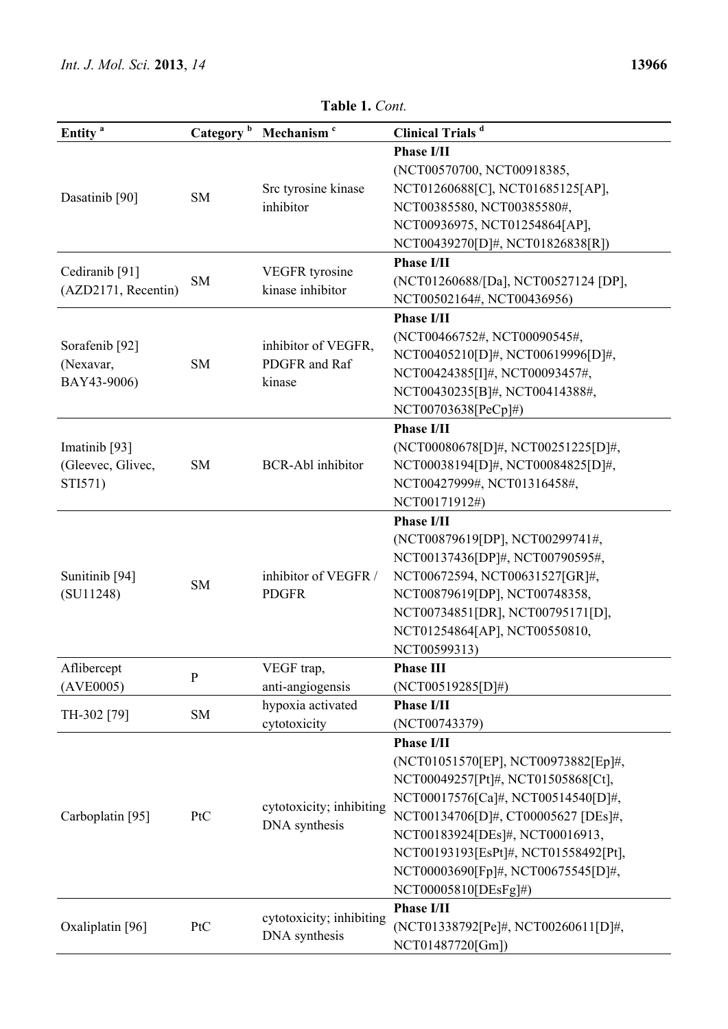**Table 1.** *Cont.*

| Entity [a] | Category [b] | Mechanism [c] | Clinical Trials [d] |
|---|---|---|---|
| Dasatinib [90] | SM | Src tyrosine kinase inhibitor | **Phase I/II** (NCT00570700, NCT00918385, NCT01260688[C], NCT01685125[AP], NCT00385580, NCT00385580#, NCT00936975, NCT01254864[AP], NCT00439270[D]#, NCT01826838[R]) |
| Cediranib [91] (AZD2171, Recentin) | SM | VEGFR tyrosine kinase inhibitor | **Phase I/II** (NCT01260688/[Da], NCT00527124 [DP], NCT00502164#, NCT00436956) |
| Sorafenib [92] (Nexavar, BAY43-9006) | SM | inhibitor of VEGFR, PDGFR and Raf kinase | **Phase I/II** (NCT00466752#, NCT00090545#, NCT00405210[D]#, NCT00619996[D]#, NCT00424385[I]#, NCT00093457#, NCT00430235[B]#, NCT00414388#, NCT00703638[PeCp]#) |
| Imatinib [93] (Gleevec, Glivec, STI571) | SM | BCR-Abl inhibitor | **Phase I/II** (NCT00080678[D]#, NCT00251225[D]#, NCT00038194[D]#, NCT00084825[D]#, NCT00427999#, NCT01316458#, NCT00171912#) |
| Sunitinib [94] (SU11248) | SM | inhibitor of VEGFR / PDGFR | **Phase I/II** (NCT00879619[DP], NCT00299741#, NCT00137436[DP]#, NCT00790595#, NCT00672594, NCT00631527[GR]#, NCT00879619[DP], NCT00748358, NCT00734851[DR], NCT00795171[D], NCT01254864[AP], NCT00550810, NCT00599313) |
| Aflibercept (AVE0005) | P | VEGF trap, anti-angiogensis | **Phase III** (NCT00519285[D]#) |
| TH-302 [79] | SM | hypoxia activated cytotoxicity | **Phase I/II** (NCT00743379) |
| Carboplatin [95] | PtC | cytotoxicity; inhibiting DNA synthesis | **Phase I/II** (NCT01051570[EP], NCT00973882[Ep]#, NCT00049257[Pt]#, NCT01505868[Ct], NCT00017576[Ca]#, NCT00514540[D]#, NCT00134706[D]#, CT00005627 [DEs]#, NCT00183924[DEs]#, NCT00016913, NCT00193193[EsPt]#, NCT01558492[Pt], NCT00003690[Fp]#, NCT00675545[D]#, NCT00005810[DEsFg]#) |
| Oxaliplatin [96] | PtC | cytotoxicity; inhibiting DNA synthesis | **Phase I/II** (NCT01338792[Pe]#, NCT00260611[D]#, NCT01487720[Gm]) |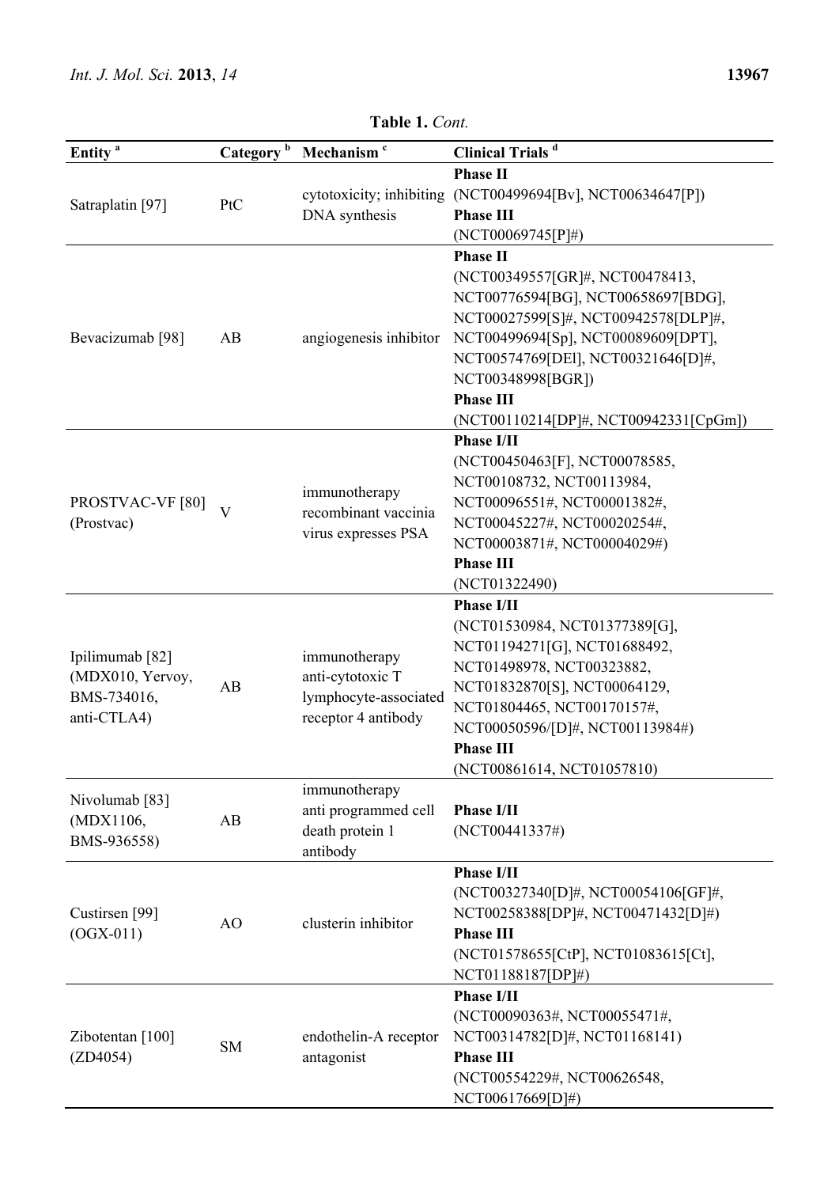**Table 1.** *Cont.*

| Entity [a] | Category [b] | Mechanism [c] | Clinical Trials [d] |
| --- | --- | --- | --- |
| Satraplatin [97] | PtC | cytotoxicity; inhibiting DNA synthesis | **Phase II** (NCT00499694[Bv], NCT00634647[P]) **Phase III** (NCT00069745[P]#) |
| Bevacizumab [98] | AB | angiogenesis inhibitor | **Phase II** (NCT00349557[GR]#, NCT00478413, NCT00776594[BG], NCT00658697[BDG], NCT00027599[S]#, NCT00942578[DLP]#, NCT00499694[Sp], NCT00089609[DPT], NCT00574769[DEl], NCT00321646[D]#, NCT00348998[BGR]) **Phase III** (NCT00110214[DP]#, NCT00942331[CpGm]) |
| PROSTVAC-VF [80] (Prostvac) | V | immunotherapy recombinant vaccinia virus expresses PSA | **Phase I/II** (NCT00450463[F], NCT00078585, NCT00108732, NCT00113984, NCT00096551#, NCT00001382#, NCT00045227#, NCT00020254#, NCT00003871#, NCT00004029#) **Phase III** (NCT01322490) |
| Ipilimumab [82] (MDX010, Yervoy, BMS-734016, anti-CTLA4) | AB | immunotherapy anti-cytotoxic T lymphocyte-associated receptor 4 antibody | **Phase I/II** (NCT01530984, NCT01377389[G], NCT01194271[G], NCT01688492, NCT01498978, NCT00323882, NCT01832870[S], NCT00064129, NCT01804465, NCT00170157#, NCT00050596/[D]#, NCT00113984#) **Phase III** (NCT00861614, NCT01057810) |
| Nivolumab [83] (MDX1106, BMS-936558) | AB | immunotherapy anti programmed cell death protein 1 antibody | **Phase I/II** (NCT00441337#) |
| Custirsen [99] (OGX-011) | AO | clusterin inhibitor | **Phase I/II** (NCT00327340[D]#, NCT00054106[GF]#, NCT00258388[DP]#, NCT00471432[D]#) **Phase III** (NCT01578655[CtP], NCT01083615[Ct], NCT01188187[DP]#) |
| Zibotentan [100] (ZD4054) | SM | endothelin-A receptor antagonist | **Phase I/II** (NCT00090363#, NCT00055471#, NCT00314782[D]#, NCT01168141) **Phase III** (NCT00554229#, NCT00626548, NCT00617669[D]#) |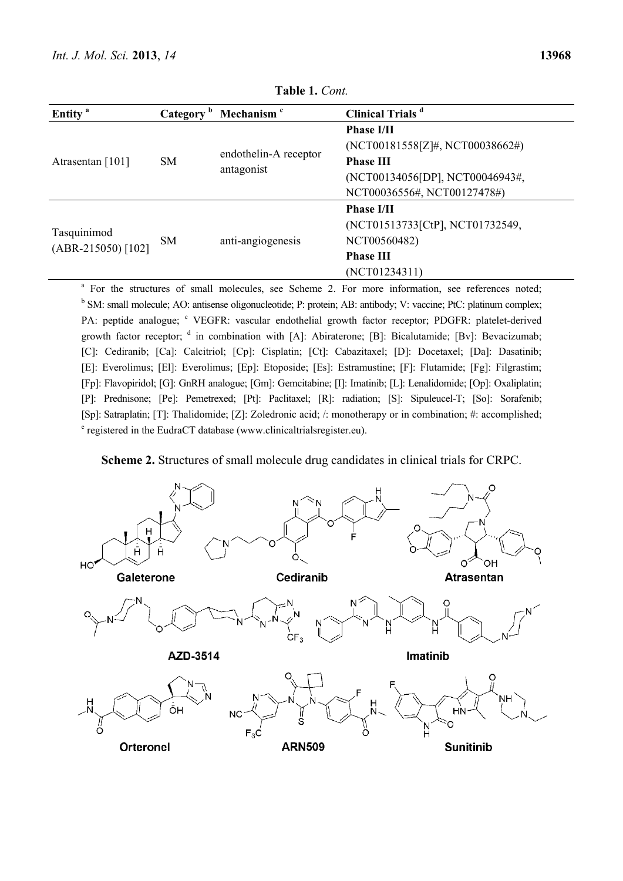**Table 1.** *Cont.*

| Entity [a] | Category [b] | Mechanism [c] | Clinical Trials [d] |
|---|---|---|---|
| Atrasentan [101] | SM | endothelin-A receptor antagonist | **Phase I/II** (NCT00181558[Z]#, NCT00038662#) **Phase III** (NCT00134056[DP], NCT00046943#, NCT00036556#, NCT00127478#) |
| Tasquinimod (ABR-215050) [102] | SM | anti-angiogenesis | **Phase I/II** (NCT01513733[CtP], NCT01732549, NCT00560482) **Phase III** (NCT01234311) |

[a] For the structures of small molecules, see Scheme 2. For more information, see references noted; [b] SM: small molecule; AO: antisense oligonucleotide; P: protein; AB: antibody; V: vaccine; PtC: platinum complex; PA: peptide analogue; [c] VEGFR: vascular endothelial growth factor receptor; PDGFR: platelet-derived growth factor receptor; [d] in combination with [A]: Abiraterone; [B]: Bicalutamide; [Bv]: Bevacizumab; [C]: Cediranib; [Ca]: Calcitriol; [Cp]: Cisplatin; [Ct]: Cabazitaxel; [D]: Docetaxel; [Da]: Dasatinib; [E]: Everolimus; [El]: Everolimus; [Ep]: Etoposide; [Es]: Estramustine; [F]: Flutamide; [Fg]: Filgrastim; [Fp]: Flavopiridol; [G]: GnRH analogue; [Gm]: Gemcitabine; [I]: Imatinib; [L]: Lenalidomide; [Op]: Oxaliplatin; [P]: Prednisone; [Pe]: Pemetrexed; [Pt]: Paclitaxel; [R]: radiation; [S]: Sipuleucel-T; [So]: Sorafenib; [Sp]: Satraplatin; [T]: Thalidomide; [Z]: Zoledronic acid; /: monotherapy or in combination; #: accomplished; [e] registered in the EudraCT database (www.clinicaltrialsregister.eu).

**Scheme 2.** Structures of small molecule drug candidates in clinical trials for CRPC.

Galeterone Cediranib Atrasentan

AZD-3514 Imatinib

Orteronel ARN509 Sunitinib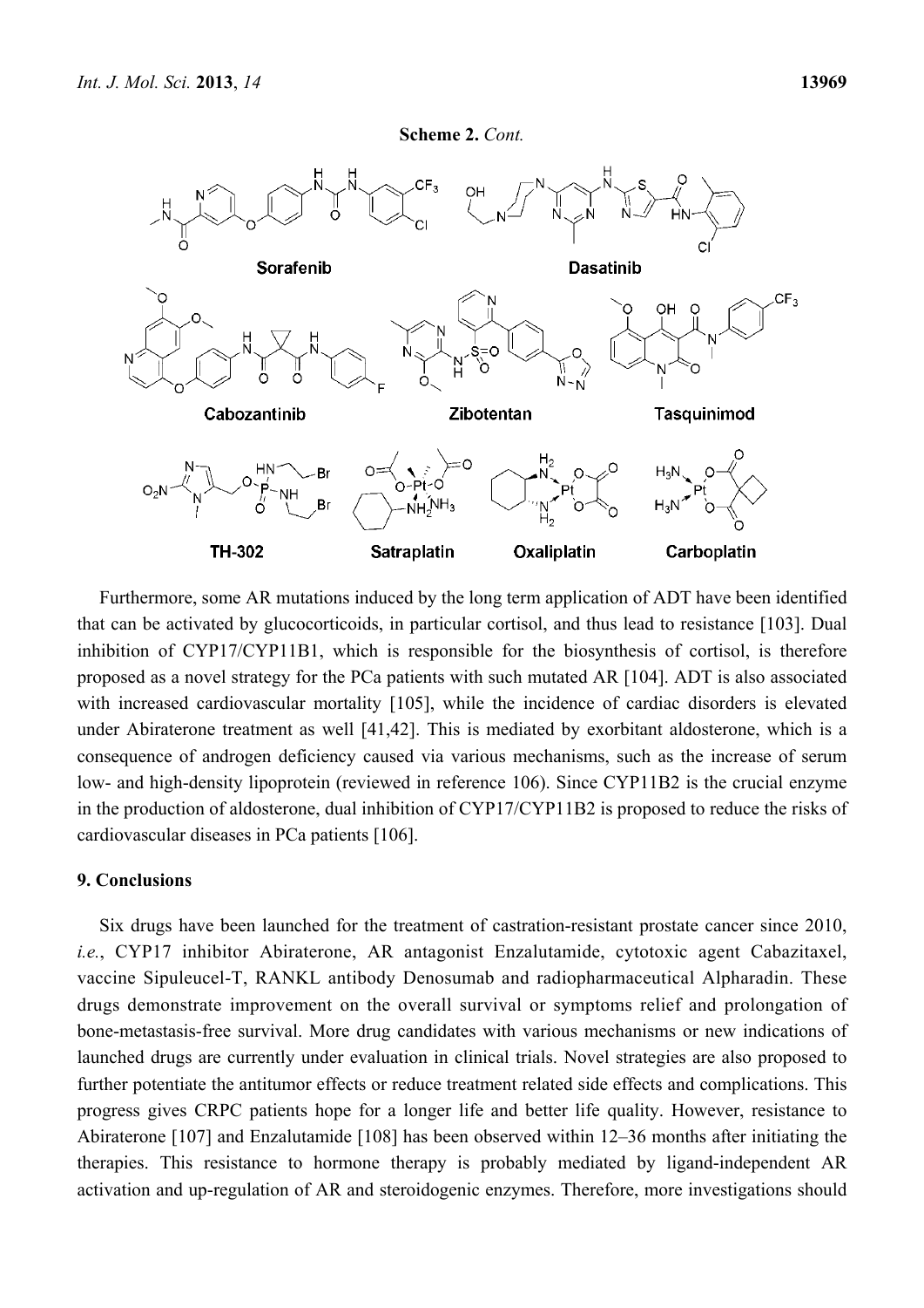**Scheme 2.** *Cont.*

Sorafenib Dasatinib

Cabozantinib Zibotentan Tasquinimod

TH-302 Satraplatin Oxaliplatin Carboplatin

Furthermore, some AR mutations induced by the long term application of ADT have been identified that can be activated by glucocorticoids, in particular cortisol, and thus lead to resistance [103]. Dual inhibition of CYP17/CYP11B1, which is responsible for the biosynthesis of cortisol, is therefore proposed as a novel strategy for the PCa patients with such mutated AR [104]. ADT is also associated with increased cardiovascular mortality [105], while the incidence of cardiac disorders is elevated under Abiraterone treatment as well [41,42]. This is mediated by exorbitant aldosterone, which is a consequence of androgen deficiency caused via various mechanisms, such as the increase of serum low- and high-density lipoprotein (reviewed in reference 106). Since CYP11B2 is the crucial enzyme in the production of aldosterone, dual inhibition of CYP17/CYP11B2 is proposed to reduce the risks of cardiovascular diseases in PCa patients [106].

## 9. Conclusions

Six drugs have been launched for the treatment of castration-resistant prostate cancer since 2010, *i.e.*, CYP17 inhibitor Abiraterone, AR antagonist Enzalutamide, cytotoxic agent Cabazitaxel, vaccine Sipuleucel-T, RANKL antibody Denosumab and radiopharmaceutical Alpharadin. These drugs demonstrate improvement on the overall survival or symptoms relief and prolongation of bone-metastasis-free survival. More drug candidates with various mechanisms or new indications of launched drugs are currently under evaluation in clinical trials. Novel strategies are also proposed to further potentiate the antitumor effects or reduce treatment related side effects and complications. This progress gives CRPC patients hope for a longer life and better life quality. However, resistance to Abiraterone [107] and Enzalutamide [108] has been observed within 12–36 months after initiating the therapies. This resistance to hormone therapy is probably mediated by ligand-independent AR activation and up-regulation of AR and steroidogenic enzymes. Therefore, more investigations should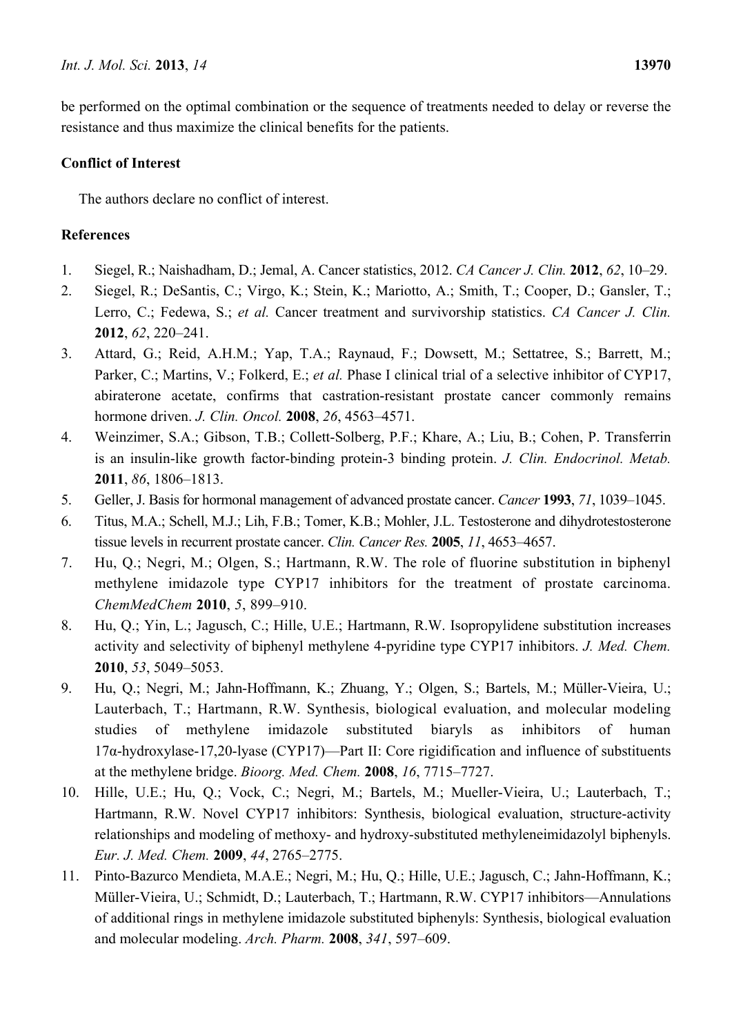be performed on the optimal combination or the sequence of treatments needed to delay or reverse the resistance and thus maximize the clinical benefits for the patients.

**Conflict of Interest**

The authors declare no conflict of interest.

**References**

1. Siegel, R.; Naishadham, D.; Jemal, A. Cancer statistics, 2012. *CA Cancer J. Clin.* **2012**, *62*, 10–29.
2. Siegel, R.; DeSantis, C.; Virgo, K.; Stein, K.; Mariotto, A.; Smith, T.; Cooper, D.; Gansler, T.; Lerro, C.; Fedewa, S.; *et al.* Cancer treatment and survivorship statistics. *CA Cancer J. Clin.* **2012**, *62*, 220–241.
3. Attard, G.; Reid, A.H.M.; Yap, T.A.; Raynaud, F.; Dowsett, M.; Settatree, S.; Barrett, M.; Parker, C.; Martins, V.; Folkerd, E.; *et al.* Phase I clinical trial of a selective inhibitor of CYP17, abiraterone acetate, confirms that castration-resistant prostate cancer commonly remains hormone driven. *J. Clin. Oncol.* **2008**, *26*, 4563–4571.
4. Weinzimer, S.A.; Gibson, T.B.; Collett-Solberg, P.F.; Khare, A.; Liu, B.; Cohen, P. Transferrin is an insulin-like growth factor-binding protein-3 binding protein. *J. Clin. Endocrinol. Metab.* **2011**, *86*, 1806–1813.
5. Geller, J. Basis for hormonal management of advanced prostate cancer. *Cancer* **1993**, *71*, 1039–1045.
6. Titus, M.A.; Schell, M.J.; Lih, F.B.; Tomer, K.B.; Mohler, J.L. Testosterone and dihydrotestosterone tissue levels in recurrent prostate cancer. *Clin. Cancer Res.* **2005**, *11*, 4653–4657.
7. Hu, Q.; Negri, M.; Olgen, S.; Hartmann, R.W. The role of fluorine substitution in biphenyl methylene imidazole type CYP17 inhibitors for the treatment of prostate carcinoma. *ChemMedChem* **2010**, *5*, 899–910.
8. Hu, Q.; Yin, L.; Jagusch, C.; Hille, U.E.; Hartmann, R.W. Isopropylidene substitution increases activity and selectivity of biphenyl methylene 4-pyridine type CYP17 inhibitors. *J. Med. Chem.* **2010**, *53*, 5049–5053.
9. Hu, Q.; Negri, M.; Jahn-Hoffmann, K.; Zhuang, Y.; Olgen, S.; Bartels, M.; Müller-Vieira, U.; Lauterbach, T.; Hartmann, R.W. Synthesis, biological evaluation, and molecular modeling studies of methylene imidazole substituted biaryls as inhibitors of human 17α-hydroxylase-17,20-lyase (CYP17)—Part II: Core rigidification and influence of substituents at the methylene bridge. *Bioorg. Med. Chem.* **2008**, *16*, 7715–7727.
10. Hille, U.E.; Hu, Q.; Vock, C.; Negri, M.; Bartels, M.; Mueller-Vieira, U.; Lauterbach, T.; Hartmann, R.W. Novel CYP17 inhibitors: Synthesis, biological evaluation, structure-activity relationships and modeling of methoxy- and hydroxy-substituted methyleneimidazolyl biphenyls. *Eur. J. Med. Chem.* **2009**, *44*, 2765–2775.
11. Pinto-Bazurco Mendieta, M.A.E.; Negri, M.; Hu, Q.; Hille, U.E.; Jagusch, C.; Jahn-Hoffmann, K.; Müller-Vieira, U.; Schmidt, D.; Lauterbach, T.; Hartmann, R.W. CYP17 inhibitors—Annulations of additional rings in methylene imidazole substituted biphenyls: Synthesis, biological evaluation and molecular modeling. *Arch. Pharm.* **2008**, *341*, 597–609.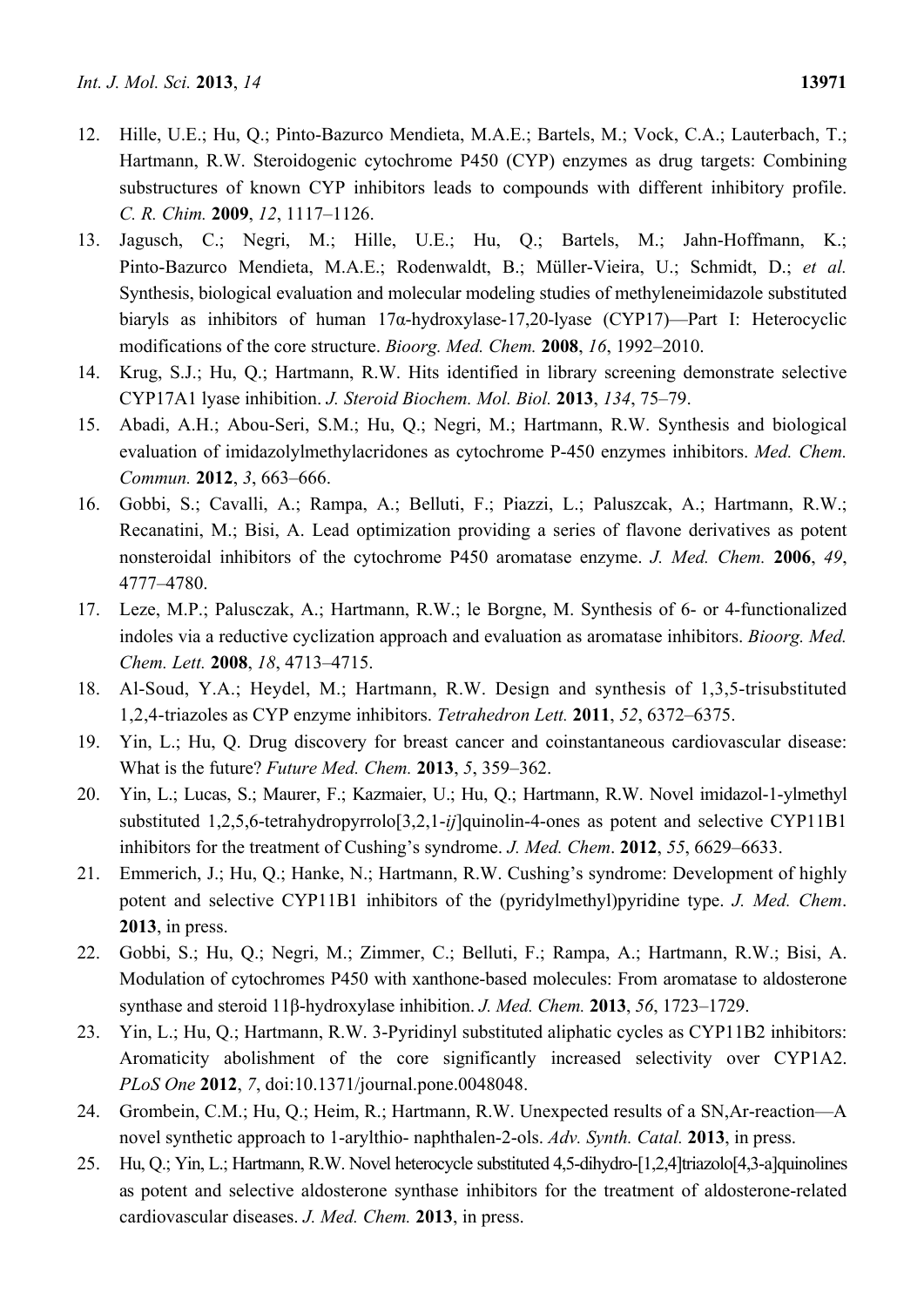12. Hille, U.E.; Hu, Q.; Pinto-Bazurco Mendieta, M.A.E.; Bartels, M.; Vock, C.A.; Lauterbach, T.; Hartmann, R.W. Steroidogenic cytochrome P450 (CYP) enzymes as drug targets: Combining substructures of known CYP inhibitors leads to compounds with different inhibitory profile. *C. R. Chim.* **2009**, *12*, 1117–1126.
13. Jagusch, C.; Negri, M.; Hille, U.E.; Hu, Q.; Bartels, M.; Jahn-Hoffmann, K.; Pinto-Bazurco Mendieta, M.A.E.; Rodenwaldt, B.; Müller-Vieira, U.; Schmidt, D.; *et al.* Synthesis, biological evaluation and molecular modeling studies of methyleneimidazole substituted biaryls as inhibitors of human 17α-hydroxylase-17,20-lyase (CYP17)—Part I: Heterocyclic modifications of the core structure. *Bioorg. Med. Chem.* **2008**, *16*, 1992–2010.
14. Krug, S.J.; Hu, Q.; Hartmann, R.W. Hits identified in library screening demonstrate selective CYP17A1 lyase inhibition. *J. Steroid Biochem. Mol. Biol.* **2013**, *134*, 75–79.
15. Abadi, A.H.; Abou-Seri, S.M.; Hu, Q.; Negri, M.; Hartmann, R.W. Synthesis and biological evaluation of imidazolylmethylacridones as cytochrome P-450 enzymes inhibitors. *Med. Chem. Commun.* **2012**, *3*, 663–666.
16. Gobbi, S.; Cavalli, A.; Rampa, A.; Belluti, F.; Piazzi, L.; Paluszcak, A.; Hartmann, R.W.; Recanatini, M.; Bisi, A. Lead optimization providing a series of flavone derivatives as potent nonsteroidal inhibitors of the cytochrome P450 aromatase enzyme. *J. Med. Chem.* **2006**, *49*, 4777–4780.
17. Leze, M.P.; Palusczak, A.; Hartmann, R.W.; le Borgne, M. Synthesis of 6- or 4-functionalized indoles via a reductive cyclization approach and evaluation as aromatase inhibitors. *Bioorg. Med. Chem. Lett.* **2008**, *18*, 4713–4715.
18. Al-Soud, Y.A.; Heydel, M.; Hartmann, R.W. Design and synthesis of 1,3,5-trisubstituted 1,2,4-triazoles as CYP enzyme inhibitors. *Tetrahedron Lett.* **2011**, *52*, 6372–6375.
19. Yin, L.; Hu, Q. Drug discovery for breast cancer and coinstantaneous cardiovascular disease: What is the future? *Future Med. Chem.* **2013**, *5*, 359–362.
20. Yin, L.; Lucas, S.; Maurer, F.; Kazmaier, U.; Hu, Q.; Hartmann, R.W. Novel imidazol-1-ylmethyl substituted 1,2,5,6-tetrahydropyrrolo[3,2,1-*ij*]quinolin-4-ones as potent and selective CYP11B1 inhibitors for the treatment of Cushing's syndrome. *J. Med. Chem*. **2012**, *55*, 6629–6633.
21. Emmerich, J.; Hu, Q.; Hanke, N.; Hartmann, R.W. Cushing's syndrome: Development of highly potent and selective CYP11B1 inhibitors of the (pyridylmethyl)pyridine type. *J. Med. Chem*. **2013**, in press.
22. Gobbi, S.; Hu, Q.; Negri, M.; Zimmer, C.; Belluti, F.; Rampa, A.; Hartmann, R.W.; Bisi, A. Modulation of cytochromes P450 with xanthone-based molecules: From aromatase to aldosterone synthase and steroid 11β-hydroxylase inhibition. *J. Med. Chem.* **2013**, *56*, 1723–1729.
23. Yin, L.; Hu, Q.; Hartmann, R.W. 3-Pyridinyl substituted aliphatic cycles as CYP11B2 inhibitors: Aromaticity abolishment of the core significantly increased selectivity over CYP1A2. *PLoS One* **2012**, *7*, doi:10.1371/journal.pone.0048048.
24. Grombein, C.M.; Hu, Q.; Heim, R.; Hartmann, R.W. Unexpected results of a SN,Ar-reaction—A novel synthetic approach to 1-arylthio- naphthalen-2-ols. *Adv. Synth. Catal.* **2013**, in press.
25. Hu, Q.; Yin, L.; Hartmann, R.W. Novel heterocycle substituted 4,5-dihydro-[1,2,4]triazolo[4,3-a]quinolines as potent and selective aldosterone synthase inhibitors for the treatment of aldosterone-related cardiovascular diseases. *J. Med. Chem.* **2013**, in press.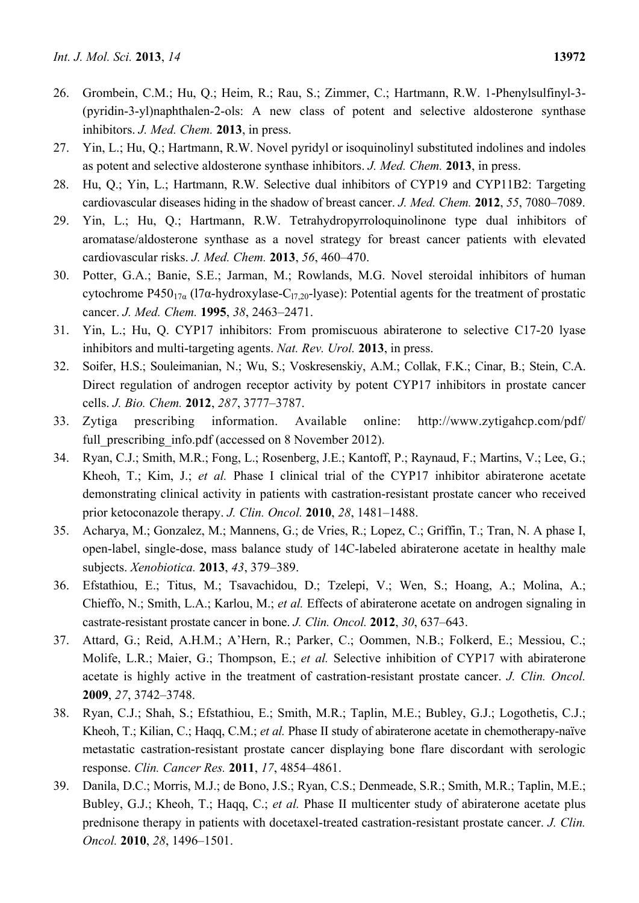26. Grombein, C.M.; Hu, Q.; Heim, R.; Rau, S.; Zimmer, C.; Hartmann, R.W. 1-Phenylsulfinyl-3-(pyridin-3-yl)naphthalen-2-ols: A new class of potent and selective aldosterone synthase inhibitors. *J. Med. Chem.* **2013**, in press.
27. Yin, L.; Hu, Q.; Hartmann, R.W. Novel pyridyl or isoquinolinyl substituted indolines and indoles as potent and selective aldosterone synthase inhibitors. *J. Med. Chem.* **2013**, in press.
28. Hu, Q.; Yin, L.; Hartmann, R.W. Selective dual inhibitors of CYP19 and CYP11B2: Targeting cardiovascular diseases hiding in the shadow of breast cancer. *J. Med. Chem.* **2012**, *55*, 7080–7089.
29. Yin, L.; Hu, Q.; Hartmann, R.W. Tetrahydropyrroloquinolinone type dual inhibitors of aromatase/aldosterone synthase as a novel strategy for breast cancer patients with elevated cardiovascular risks. *J. Med. Chem.* **2013**, *56*, 460–470.
30. Potter, G.A.; Banie, S.E.; Jarman, M.; Rowlands, M.G. Novel steroidal inhibitors of human cytochrome $P450_{17\alpha}$ (l7α-hydroxylase-$C_{17,20}$-lyase): Potential agents for the treatment of prostatic cancer. *J. Med. Chem.* **1995**, *38*, 2463–2471.
31. Yin, L.; Hu, Q. CYP17 inhibitors: From promiscuous abiraterone to selective C17-20 lyase inhibitors and multi-targeting agents. *Nat. Rev. Urol.* **2013**, in press.
32. Soifer, H.S.; Souleimanian, N.; Wu, S.; Voskresenskiy, A.M.; Collak, F.K.; Cinar, B.; Stein, C.A. Direct regulation of androgen receptor activity by potent CYP17 inhibitors in prostate cancer cells. *J. Bio. Chem.* **2012**, *287*, 3777–3787.
33. Zytiga prescribing information. Available online: http://www.zytigahcp.com/pdf/full_prescribing_info.pdf (accessed on 8 November 2012).
34. Ryan, C.J.; Smith, M.R.; Fong, L.; Rosenberg, J.E.; Kantoff, P.; Raynaud, F.; Martins, V.; Lee, G.; Kheoh, T.; Kim, J.; *et al.* Phase I clinical trial of the CYP17 inhibitor abiraterone acetate demonstrating clinical activity in patients with castration-resistant prostate cancer who received prior ketoconazole therapy. *J. Clin. Oncol.* **2010**, *28*, 1481–1488.
35. Acharya, M.; Gonzalez, M.; Mannens, G.; de Vries, R.; Lopez, C.; Griffin, T.; Tran, N. A phase I, open-label, single-dose, mass balance study of 14C-labeled abiraterone acetate in healthy male subjects. *Xenobiotica.* **2013**, *43*, 379–389.
36. Efstathiou, E.; Titus, M.; Tsavachidou, D.; Tzelepi, V.; Wen, S.; Hoang, A.; Molina, A.; Chieffo, N.; Smith, L.A.; Karlou, M.; *et al.* Effects of abiraterone acetate on androgen signaling in castrate-resistant prostate cancer in bone. *J. Clin. Oncol.* **2012**, *30*, 637–643.
37. Attard, G.; Reid, A.H.M.; A'Hern, R.; Parker, C.; Oommen, N.B.; Folkerd, E.; Messiou, C.; Molife, L.R.; Maier, G.; Thompson, E.; *et al.* Selective inhibition of CYP17 with abiraterone acetate is highly active in the treatment of castration-resistant prostate cancer. *J. Clin. Oncol.* **2009**, *27*, 3742–3748.
38. Ryan, C.J.; Shah, S.; Efstathiou, E.; Smith, M.R.; Taplin, M.E.; Bubley, G.J.; Logothetis, C.J.; Kheoh, T.; Kilian, C.; Haqq, C.M.; *et al.* Phase II study of abiraterone acetate in chemotherapy-naïve metastatic castration-resistant prostate cancer displaying bone flare discordant with serologic response. *Clin. Cancer Res.* **2011**, *17*, 4854–4861.
39. Danila, D.C.; Morris, M.J.; de Bono, J.S.; Ryan, C.S.; Denmeade, S.R.; Smith, M.R.; Taplin, M.E.; Bubley, G.J.; Kheoh, T.; Haqq, C.; *et al.* Phase II multicenter study of abiraterone acetate plus prednisone therapy in patients with docetaxel-treated castration-resistant prostate cancer. *J. Clin. Oncol.* **2010**, *28*, 1496–1501.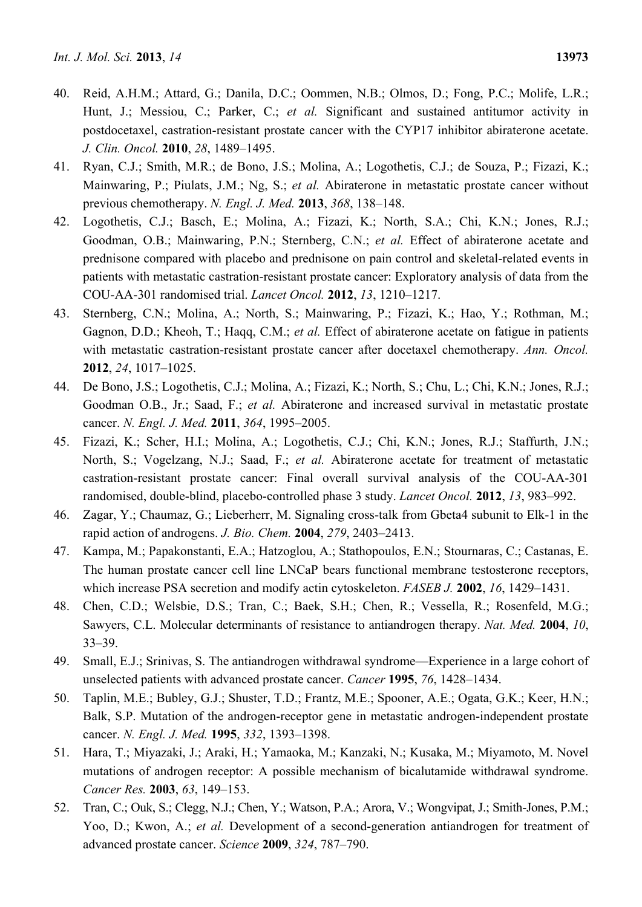40. Reid, A.H.M.; Attard, G.; Danila, D.C.; Oommen, N.B.; Olmos, D.; Fong, P.C.; Molife, L.R.; Hunt, J.; Messiou, C.; Parker, C.; *et al.* Significant and sustained antitumor activity in postdocetaxel, castration-resistant prostate cancer with the CYP17 inhibitor abiraterone acetate. *J. Clin. Oncol.* **2010**, *28*, 1489–1495.
41. Ryan, C.J.; Smith, M.R.; de Bono, J.S.; Molina, A.; Logothetis, C.J.; de Souza, P.; Fizazi, K.; Mainwaring, P.; Piulats, J.M.; Ng, S.; *et al.* Abiraterone in metastatic prostate cancer without previous chemotherapy. *N. Engl. J. Med.* **2013**, *368*, 138–148.
42. Logothetis, C.J.; Basch, E.; Molina, A.; Fizazi, K.; North, S.A.; Chi, K.N.; Jones, R.J.; Goodman, O.B.; Mainwaring, P.N.; Sternberg, C.N.; *et al.* Effect of abiraterone acetate and prednisone compared with placebo and prednisone on pain control and skeletal-related events in patients with metastatic castration-resistant prostate cancer: Exploratory analysis of data from the COU-AA-301 randomised trial. *Lancet Oncol.* **2012**, *13*, 1210–1217.
43. Sternberg, C.N.; Molina, A.; North, S.; Mainwaring, P.; Fizazi, K.; Hao, Y.; Rothman, M.; Gagnon, D.D.; Kheoh, T.; Haqq, C.M.; *et al.* Effect of abiraterone acetate on fatigue in patients with metastatic castration-resistant prostate cancer after docetaxel chemotherapy. *Ann. Oncol.* **2012**, *24*, 1017–1025.
44. De Bono, J.S.; Logothetis, C.J.; Molina, A.; Fizazi, K.; North, S.; Chu, L.; Chi, K.N.; Jones, R.J.; Goodman O.B., Jr.; Saad, F.; *et al.* Abiraterone and increased survival in metastatic prostate cancer. *N. Engl. J. Med.* **2011**, *364*, 1995–2005.
45. Fizazi, K.; Scher, H.I.; Molina, A.; Logothetis, C.J.; Chi, K.N.; Jones, R.J.; Staffurth, J.N.; North, S.; Vogelzang, N.J.; Saad, F.; *et al.* Abiraterone acetate for treatment of metastatic castration-resistant prostate cancer: Final overall survival analysis of the COU-AA-301 randomised, double-blind, placebo-controlled phase 3 study. *Lancet Oncol.* **2012**, *13*, 983–992.
46. Zagar, Y.; Chaumaz, G.; Lieberherr, M. Signaling cross-talk from Gbeta4 subunit to Elk-1 in the rapid action of androgens. *J. Bio. Chem.* **2004**, *279*, 2403–2413.
47. Kampa, M.; Papakonstanti, E.A.; Hatzoglou, A.; Stathopoulos, E.N.; Stournaras, C.; Castanas, E. The human prostate cancer cell line LNCaP bears functional membrane testosterone receptors, which increase PSA secretion and modify actin cytoskeleton. *FASEB J.* **2002**, *16*, 1429–1431.
48. Chen, C.D.; Welsbie, D.S.; Tran, C.; Baek, S.H.; Chen, R.; Vessella, R.; Rosenfeld, M.G.; Sawyers, C.L. Molecular determinants of resistance to antiandrogen therapy. *Nat. Med.* **2004**, *10*, 33–39.
49. Small, E.J.; Srinivas, S. The antiandrogen withdrawal syndrome—Experience in a large cohort of unselected patients with advanced prostate cancer. *Cancer* **1995**, *76*, 1428–1434.
50. Taplin, M.E.; Bubley, G.J.; Shuster, T.D.; Frantz, M.E.; Spooner, A.E.; Ogata, G.K.; Keer, H.N.; Balk, S.P. Mutation of the androgen-receptor gene in metastatic androgen-independent prostate cancer. *N. Engl. J. Med.* **1995**, *332*, 1393–1398.
51. Hara, T.; Miyazaki, J.; Araki, H.; Yamaoka, M.; Kanzaki, N.; Kusaka, M.; Miyamoto, M. Novel mutations of androgen receptor: A possible mechanism of bicalutamide withdrawal syndrome. *Cancer Res.* **2003**, *63*, 149–153.
52. Tran, C.; Ouk, S.; Clegg, N.J.; Chen, Y.; Watson, P.A.; Arora, V.; Wongvipat, J.; Smith-Jones, P.M.; Yoo, D.; Kwon, A.; *et al.* Development of a second-generation antiandrogen for treatment of advanced prostate cancer. *Science* **2009**, *324*, 787–790.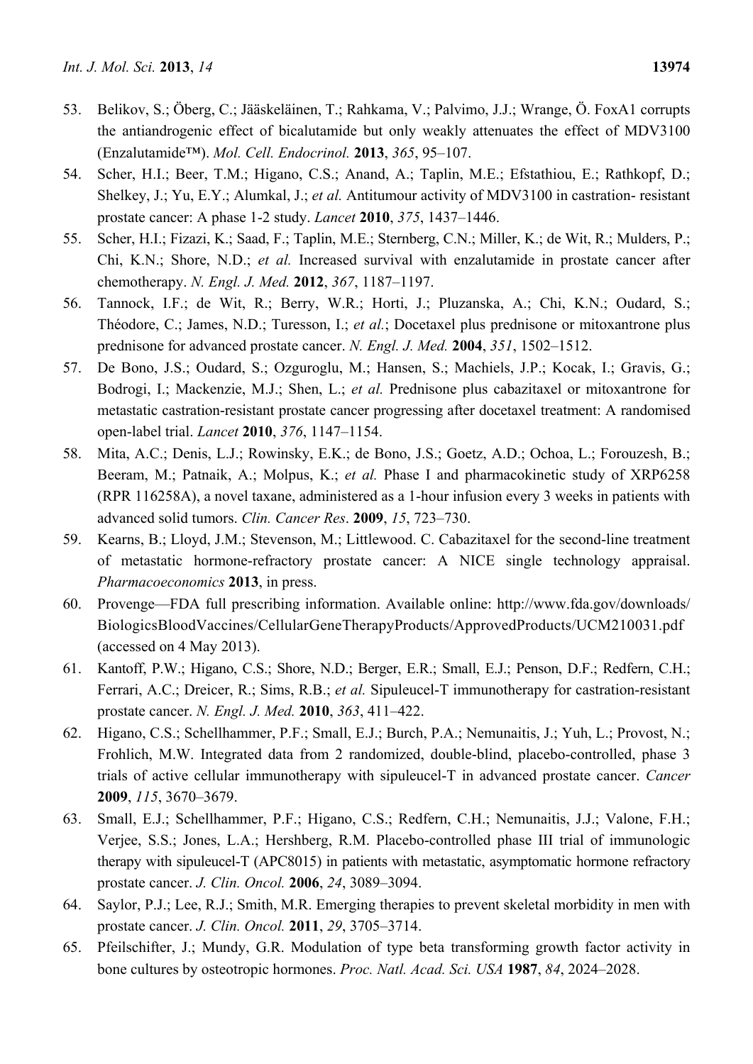53. Belikov, S.; Öberg, C.; Jääskeläinen, T.; Rahkama, V.; Palvimo, J.J.; Wrange, Ö. FoxA1 corrupts the antiandrogenic effect of bicalutamide but only weakly attenuates the effect of MDV3100 (Enzalutamide™). *Mol. Cell. Endocrinol.* **2013**, *365*, 95–107.
54. Scher, H.I.; Beer, T.M.; Higano, C.S.; Anand, A.; Taplin, M.E.; Efstathiou, E.; Rathkopf, D.; Shelkey, J.; Yu, E.Y.; Alumkal, J.; *et al.* Antitumour activity of MDV3100 in castration- resistant prostate cancer: A phase 1-2 study. *Lancet* **2010**, *375*, 1437–1446.
55. Scher, H.I.; Fizazi, K.; Saad, F.; Taplin, M.E.; Sternberg, C.N.; Miller, K.; de Wit, R.; Mulders, P.; Chi, K.N.; Shore, N.D.; *et al.* Increased survival with enzalutamide in prostate cancer after chemotherapy. *N. Engl. J. Med.* **2012**, *367*, 1187–1197.
56. Tannock, I.F.; de Wit, R.; Berry, W.R.; Horti, J.; Pluzanska, A.; Chi, K.N.; Oudard, S.; Théodore, C.; James, N.D.; Turesson, I.; *et al.*; Docetaxel plus prednisone or mitoxantrone plus prednisone for advanced prostate cancer. *N. Engl. J. Med.* **2004**, *351*, 1502–1512.
57. De Bono, J.S.; Oudard, S.; Ozguroglu, M.; Hansen, S.; Machiels, J.P.; Kocak, I.; Gravis, G.; Bodrogi, I.; Mackenzie, M.J.; Shen, L.; *et al.* Prednisone plus cabazitaxel or mitoxantrone for metastatic castration-resistant prostate cancer progressing after docetaxel treatment: A randomised open-label trial. *Lancet* **2010**, *376*, 1147–1154.
58. Mita, A.C.; Denis, L.J.; Rowinsky, E.K.; de Bono, J.S.; Goetz, A.D.; Ochoa, L.; Forouzesh, B.; Beeram, M.; Patnaik, A.; Molpus, K.; *et al.* Phase I and pharmacokinetic study of XRP6258 (RPR 116258A), a novel taxane, administered as a 1-hour infusion every 3 weeks in patients with advanced solid tumors. *Clin. Cancer Res*. **2009**, *15*, 723–730.
59. Kearns, B.; Lloyd, J.M.; Stevenson, M.; Littlewood. C. Cabazitaxel for the second-line treatment of metastatic hormone-refractory prostate cancer: A NICE single technology appraisal. *Pharmacoeconomics* **2013**, in press.
60. Provenge—FDA full prescribing information. Available online: http://www.fda.gov/downloads/BiologicsBloodVaccines/CellularGeneTherapyProducts/ApprovedProducts/UCM210031.pdf (accessed on 4 May 2013).
61. Kantoff, P.W.; Higano, C.S.; Shore, N.D.; Berger, E.R.; Small, E.J.; Penson, D.F.; Redfern, C.H.; Ferrari, A.C.; Dreicer, R.; Sims, R.B.; *et al.* Sipuleucel-T immunotherapy for castration-resistant prostate cancer. *N. Engl. J. Med.* **2010**, *363*, 411–422.
62. Higano, C.S.; Schellhammer, P.F.; Small, E.J.; Burch, P.A.; Nemunaitis, J.; Yuh, L.; Provost, N.; Frohlich, M.W. Integrated data from 2 randomized, double-blind, placebo-controlled, phase 3 trials of active cellular immunotherapy with sipuleucel-T in advanced prostate cancer. *Cancer* **2009**, *115*, 3670–3679.
63. Small, E.J.; Schellhammer, P.F.; Higano, C.S.; Redfern, C.H.; Nemunaitis, J.J.; Valone, F.H.; Verjee, S.S.; Jones, L.A.; Hershberg, R.M. Placebo-controlled phase III trial of immunologic therapy with sipuleucel-T (APC8015) in patients with metastatic, asymptomatic hormone refractory prostate cancer. *J. Clin. Oncol.* **2006**, *24*, 3089–3094.
64. Saylor, P.J.; Lee, R.J.; Smith, M.R. Emerging therapies to prevent skeletal morbidity in men with prostate cancer. *J. Clin. Oncol.* **2011**, *29*, 3705–3714.
65. Pfeilschifter, J.; Mundy, G.R. Modulation of type beta transforming growth factor activity in bone cultures by osteotropic hormones. *Proc. Natl. Acad. Sci. USA* **1987**, *84*, 2024–2028.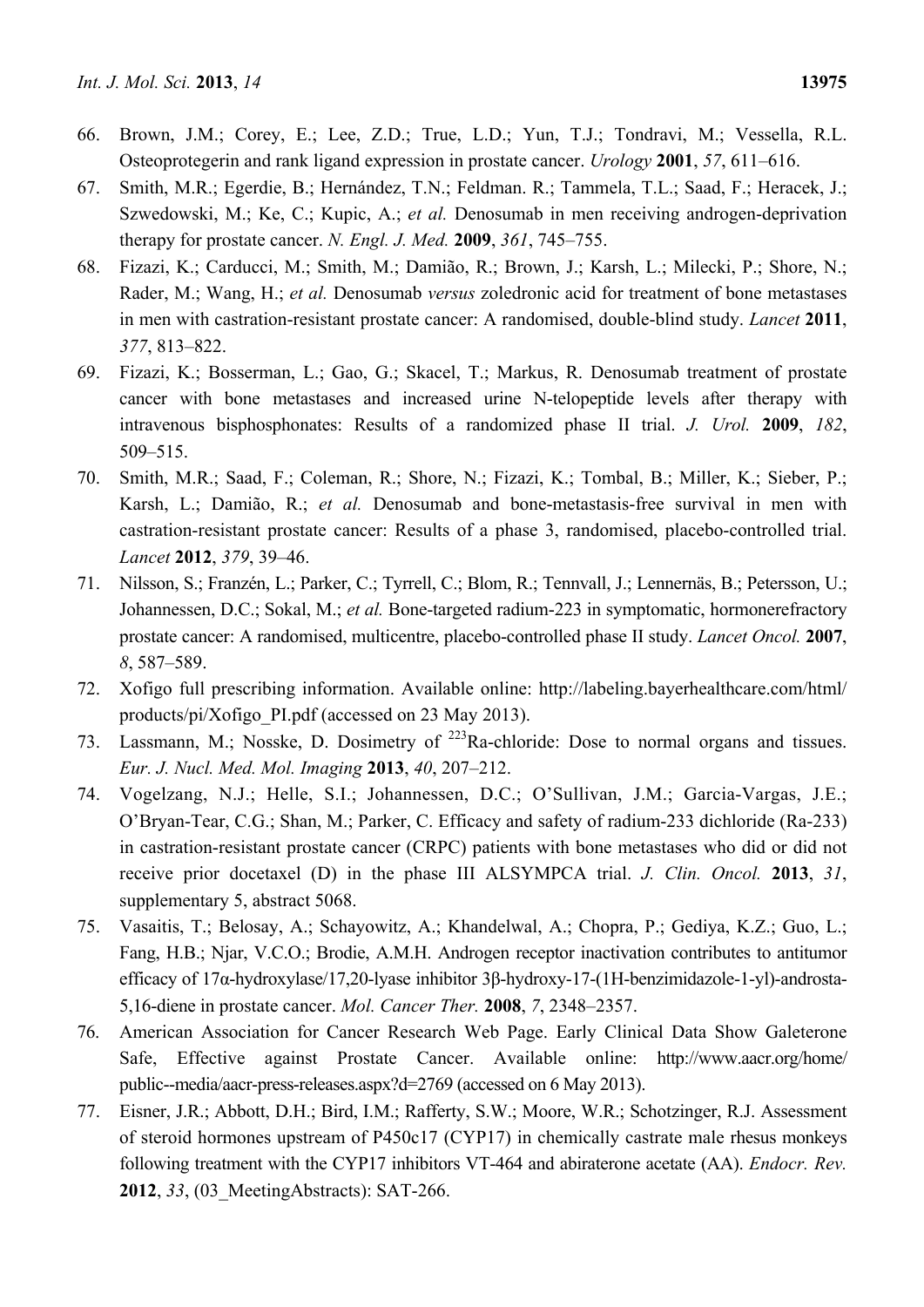66. Brown, J.M.; Corey, E.; Lee, Z.D.; True, L.D.; Yun, T.J.; Tondravi, M.; Vessella, R.L. Osteoprotegerin and rank ligand expression in prostate cancer. *Urology* **2001**, *57*, 611–616.
67. Smith, M.R.; Egerdie, B.; Hernández, T.N.; Feldman. R.; Tammela, T.L.; Saad, F.; Heracek, J.; Szwedowski, M.; Ke, C.; Kupic, A.; *et al.* Denosumab in men receiving androgen-deprivation therapy for prostate cancer. *N. Engl. J. Med.* **2009**, *361*, 745–755.
68. Fizazi, K.; Carducci, M.; Smith, M.; Damião, R.; Brown, J.; Karsh, L.; Milecki, P.; Shore, N.; Rader, M.; Wang, H.; *et al.* Denosumab *versus* zoledronic acid for treatment of bone metastases in men with castration-resistant prostate cancer: A randomised, double-blind study. *Lancet* **2011**, *377*, 813–822.
69. Fizazi, K.; Bosserman, L.; Gao, G.; Skacel, T.; Markus, R. Denosumab treatment of prostate cancer with bone metastases and increased urine N-telopeptide levels after therapy with intravenous bisphosphonates: Results of a randomized phase II trial. *J. Urol.* **2009**, *182*, 509–515.
70. Smith, M.R.; Saad, F.; Coleman, R.; Shore, N.; Fizazi, K.; Tombal, B.; Miller, K.; Sieber, P.; Karsh, L.; Damião, R.; *et al.* Denosumab and bone-metastasis-free survival in men with castration-resistant prostate cancer: Results of a phase 3, randomised, placebo-controlled trial. *Lancet* **2012**, *379*, 39–46.
71. Nilsson, S.; Franzén, L.; Parker, C.; Tyrrell, C.; Blom, R.; Tennvall, J.; Lennernäs, B.; Petersson, U.; Johannessen, D.C.; Sokal, M.; *et al.* Bone-targeted radium-223 in symptomatic, hormonerefractory prostate cancer: A randomised, multicentre, placebo-controlled phase II study. *Lancet Oncol.* **2007**, *8*, 587–589.
72. Xofigo full prescribing information. Available online: http://labeling.bayerhealthcare.com/html/products/pi/Xofigo_PI.pdf (accessed on 23 May 2013).
73. Lassmann, M.; Nosske, D. Dosimetry of $^{223}$Ra-chloride: Dose to normal organs and tissues. *Eur. J. Nucl. Med. Mol. Imaging* **2013**, *40*, 207–212.
74. Vogelzang, N.J.; Helle, S.I.; Johannessen, D.C.; O'Sullivan, J.M.; Garcia-Vargas, J.E.; O'Bryan-Tear, C.G.; Shan, M.; Parker, C. Efficacy and safety of radium-233 dichloride (Ra-233) in castration-resistant prostate cancer (CRPC) patients with bone metastases who did or did not receive prior docetaxel (D) in the phase III ALSYMPCA trial. *J. Clin. Oncol.* **2013**, *31*, supplementary 5, abstract 5068.
75. Vasaitis, T.; Belosay, A.; Schayowitz, A.; Khandelwal, A.; Chopra, P.; Gediya, K.Z.; Guo, L.; Fang, H.B.; Njar, V.C.O.; Brodie, A.M.H. Androgen receptor inactivation contributes to antitumor efficacy of 17α-hydroxylase/17,20-lyase inhibitor 3β-hydroxy-17-(1H-benzimidazole-1-yl)-androsta-5,16-diene in prostate cancer. *Mol. Cancer Ther.* **2008**, *7*, 2348–2357.
76. American Association for Cancer Research Web Page. Early Clinical Data Show Galeterone Safe, Effective against Prostate Cancer. Available online: http://www.aacr.org/home/public--media/aacr-press-releases.aspx?d=2769 (accessed on 6 May 2013).
77. Eisner, J.R.; Abbott, D.H.; Bird, I.M.; Rafferty, S.W.; Moore, W.R.; Schotzinger, R.J. Assessment of steroid hormones upstream of P450c17 (CYP17) in chemically castrate male rhesus monkeys following treatment with the CYP17 inhibitors VT-464 and abiraterone acetate (AA). *Endocr. Rev.* **2012**, *33*, (03_MeetingAbstracts): SAT-266.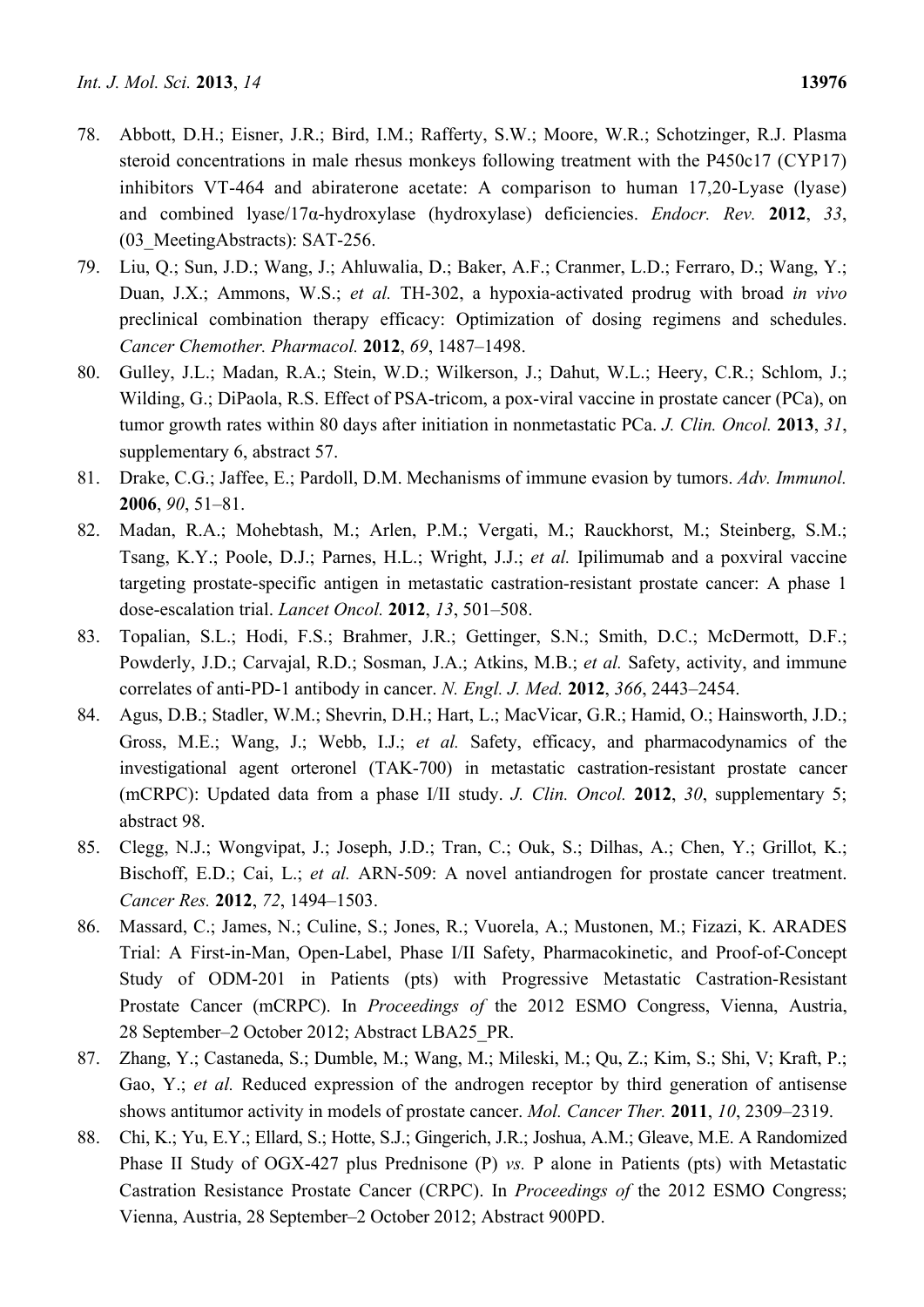78. Abbott, D.H.; Eisner, J.R.; Bird, I.M.; Rafferty, S.W.; Moore, W.R.; Schotzinger, R.J. Plasma steroid concentrations in male rhesus monkeys following treatment with the P450c17 (CYP17) inhibitors VT-464 and abiraterone acetate: A comparison to human 17,20-Lyase (lyase) and combined lyase/17α-hydroxylase (hydroxylase) deficiencies. *Endocr. Rev.* **2012**, *33*, (03_MeetingAbstracts): SAT-256.
79. Liu, Q.; Sun, J.D.; Wang, J.; Ahluwalia, D.; Baker, A.F.; Cranmer, L.D.; Ferraro, D.; Wang, Y.; Duan, J.X.; Ammons, W.S.; *et al.* TH-302, a hypoxia-activated prodrug with broad *in vivo* preclinical combination therapy efficacy: Optimization of dosing regimens and schedules. *Cancer Chemother. Pharmacol.* **2012**, *69*, 1487–1498.
80. Gulley, J.L.; Madan, R.A.; Stein, W.D.; Wilkerson, J.; Dahut, W.L.; Heery, C.R.; Schlom, J.; Wilding, G.; DiPaola, R.S. Effect of PSA-tricom, a pox-viral vaccine in prostate cancer (PCa), on tumor growth rates within 80 days after initiation in nonmetastatic PCa. *J. Clin. Oncol.* **2013**, *31*, supplementary 6, abstract 57.
81. Drake, C.G.; Jaffee, E.; Pardoll, D.M. Mechanisms of immune evasion by tumors. *Adv. Immunol.* **2006**, *90*, 51–81.
82. Madan, R.A.; Mohebtash, M.; Arlen, P.M.; Vergati, M.; Rauckhorst, M.; Steinberg, S.M.; Tsang, K.Y.; Poole, D.J.; Parnes, H.L.; Wright, J.J.; *et al.* Ipilimumab and a poxviral vaccine targeting prostate-specific antigen in metastatic castration-resistant prostate cancer: A phase 1 dose-escalation trial. *Lancet Oncol.* **2012**, *13*, 501–508.
83. Topalian, S.L.; Hodi, F.S.; Brahmer, J.R.; Gettinger, S.N.; Smith, D.C.; McDermott, D.F.; Powderly, J.D.; Carvajal, R.D.; Sosman, J.A.; Atkins, M.B.; *et al.* Safety, activity, and immune correlates of anti-PD-1 antibody in cancer. *N. Engl. J. Med.* **2012**, *366*, 2443–2454.
84. Agus, D.B.; Stadler, W.M.; Shevrin, D.H.; Hart, L.; MacVicar, G.R.; Hamid, O.; Hainsworth, J.D.; Gross, M.E.; Wang, J.; Webb, I.J.; *et al.* Safety, efficacy, and pharmacodynamics of the investigational agent orteronel (TAK-700) in metastatic castration-resistant prostate cancer (mCRPC): Updated data from a phase I/II study. *J. Clin. Oncol.* **2012**, *30*, supplementary 5; abstract 98.
85. Clegg, N.J.; Wongvipat, J.; Joseph, J.D.; Tran, C.; Ouk, S.; Dilhas, A.; Chen, Y.; Grillot, K.; Bischoff, E.D.; Cai, L.; *et al.* ARN-509: A novel antiandrogen for prostate cancer treatment. *Cancer Res.* **2012**, *72*, 1494–1503.
86. Massard, C.; James, N.; Culine, S.; Jones, R.; Vuorela, A.; Mustonen, M.; Fizazi, K. ARADES Trial: A First-in-Man, Open-Label, Phase I/II Safety, Pharmacokinetic, and Proof-of-Concept Study of ODM-201 in Patients (pts) with Progressive Metastatic Castration-Resistant Prostate Cancer (mCRPC). In *Proceedings of* the 2012 ESMO Congress, Vienna, Austria, 28 September–2 October 2012; Abstract LBA25_PR.
87. Zhang, Y.; Castaneda, S.; Dumble, M.; Wang, M.; Mileski, M.; Qu, Z.; Kim, S.; Shi, V; Kraft, P.; Gao, Y.; *et al.* Reduced expression of the androgen receptor by third generation of antisense shows antitumor activity in models of prostate cancer. *Mol. Cancer Ther.* **2011**, *10*, 2309–2319.
88. Chi, K.; Yu, E.Y.; Ellard, S.; Hotte, S.J.; Gingerich, J.R.; Joshua, A.M.; Gleave, M.E. A Randomized Phase II Study of OGX-427 plus Prednisone (P) *vs.* P alone in Patients (pts) with Metastatic Castration Resistance Prostate Cancer (CRPC). In *Proceedings of* the 2012 ESMO Congress; Vienna, Austria, 28 September–2 October 2012; Abstract 900PD.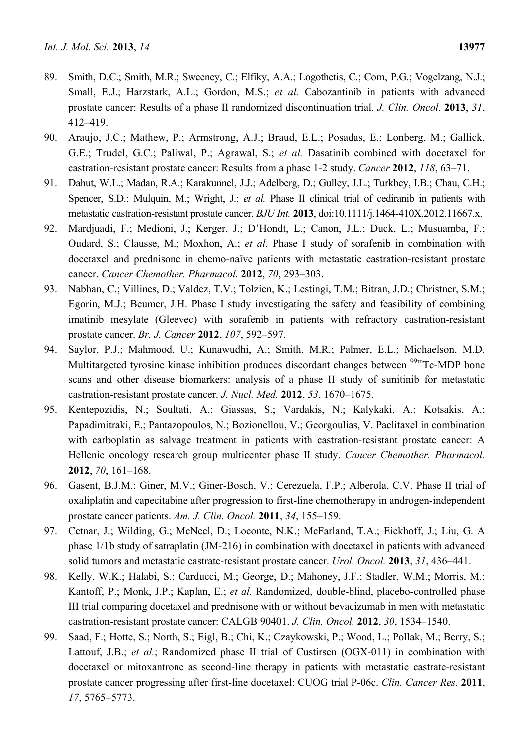89. Smith, D.C.; Smith, M.R.; Sweeney, C.; Elfiky, A.A.; Logothetis, C.; Corn, P.G.; Vogelzang, N.J.; Small, E.J.; Harzstark, A.L.; Gordon, M.S.; *et al.* Cabozantinib in patients with advanced prostate cancer: Results of a phase II randomized discontinuation trial. *J. Clin. Oncol.* **2013**, *31*, 412–419.
90. Araujo, J.C.; Mathew, P.; Armstrong, A.J.; Braud, E.L.; Posadas, E.; Lonberg, M.; Gallick, G.E.; Trudel, G.C.; Paliwal, P.; Agrawal, S.; *et al.* Dasatinib combined with docetaxel for castration-resistant prostate cancer: Results from a phase 1-2 study. *Cancer* **2012**, *118*, 63–71.
91. Dahut, W.L.; Madan, R.A.; Karakunnel, J.J.; Adelberg, D.; Gulley, J.L.; Turkbey, I.B.; Chau, C.H.; Spencer, S.D.; Mulquin, M.; Wright, J.; *et al.* Phase II clinical trial of cediranib in patients with metastatic castration-resistant prostate cancer. *BJU Int.* **2013**, doi:10.1111/j.1464-410X.2012.11667.x.
92. Mardjuadi, F.; Medioni, J.; Kerger, J.; D'Hondt, L.; Canon, J.L.; Duck, L.; Musuamba, F.; Oudard, S.; Clausse, M.; Moxhon, A.; *et al.* Phase I study of sorafenib in combination with docetaxel and prednisone in chemo-naïve patients with metastatic castration-resistant prostate cancer. *Cancer Chemother. Pharmacol.* **2012**, *70*, 293–303.
93. Nabhan, C.; Villines, D.; Valdez, T.V.; Tolzien, K.; Lestingi, T.M.; Bitran, J.D.; Christner, S.M.; Egorin, M.J.; Beumer, J.H. Phase I study investigating the safety and feasibility of combining imatinib mesylate (Gleevec) with sorafenib in patients with refractory castration-resistant prostate cancer. *Br. J. Cancer* **2012**, *107*, 592–597.
94. Saylor, P.J.; Mahmood, U.; Kunawudhi, A.; Smith, M.R.; Palmer, E.L.; Michaelson, M.D. Multitargeted tyrosine kinase inhibition produces discordant changes between $^{99m}$Tc-MDP bone scans and other disease biomarkers: analysis of a phase II study of sunitinib for metastatic castration-resistant prostate cancer. *J. Nucl. Med.* **2012**, *53*, 1670–1675.
95. Kentepozidis, N.; Soultati, A.; Giassas, S.; Vardakis, N.; Kalykaki, A.; Kotsakis, A.; Papadimitraki, E.; Pantazopoulos, N.; Bozionellou, V.; Georgoulias, V. Paclitaxel in combination with carboplatin as salvage treatment in patients with castration-resistant prostate cancer: A Hellenic oncology research group multicenter phase II study. *Cancer Chemother. Pharmacol.* **2012**, *70*, 161–168.
96. Gasent, B.J.M.; Giner, M.V.; Giner-Bosch, V.; Cerezuela, F.P.; Alberola, C.V. Phase II trial of oxaliplatin and capecitabine after progression to first-line chemotherapy in androgen-independent prostate cancer patients. *Am. J. Clin. Oncol.* **2011**, *34*, 155–159.
97. Cetnar, J.; Wilding, G.; McNeel, D.; Loconte, N.K.; McFarland, T.A.; Eickhoff, J.; Liu, G. A phase 1/1b study of satraplatin (JM-216) in combination with docetaxel in patients with advanced solid tumors and metastatic castrate-resistant prostate cancer. *Urol. Oncol.* **2013**, *31*, 436–441.
98. Kelly, W.K.; Halabi, S.; Carducci, M.; George, D.; Mahoney, J.F.; Stadler, W.M.; Morris, M.; Kantoff, P.; Monk, J.P.; Kaplan, E.; *et al.* Randomized, double-blind, placebo-controlled phase III trial comparing docetaxel and prednisone with or without bevacizumab in men with metastatic castration-resistant prostate cancer: CALGB 90401. *J. Clin. Oncol.* **2012**, *30*, 1534–1540.
99. Saad, F.; Hotte, S.; North, S.; Eigl, B.; Chi, K.; Czaykowski, P.; Wood, L.; Pollak, M.; Berry, S.; Lattouf, J.B.; *et al.*; Randomized phase II trial of Custirsen (OGX-011) in combination with docetaxel or mitoxantrone as second-line therapy in patients with metastatic castrate-resistant prostate cancer progressing after first-line docetaxel: CUOG trial P-06c. *Clin. Cancer Res.* **2011**, *17*, 5765–5773.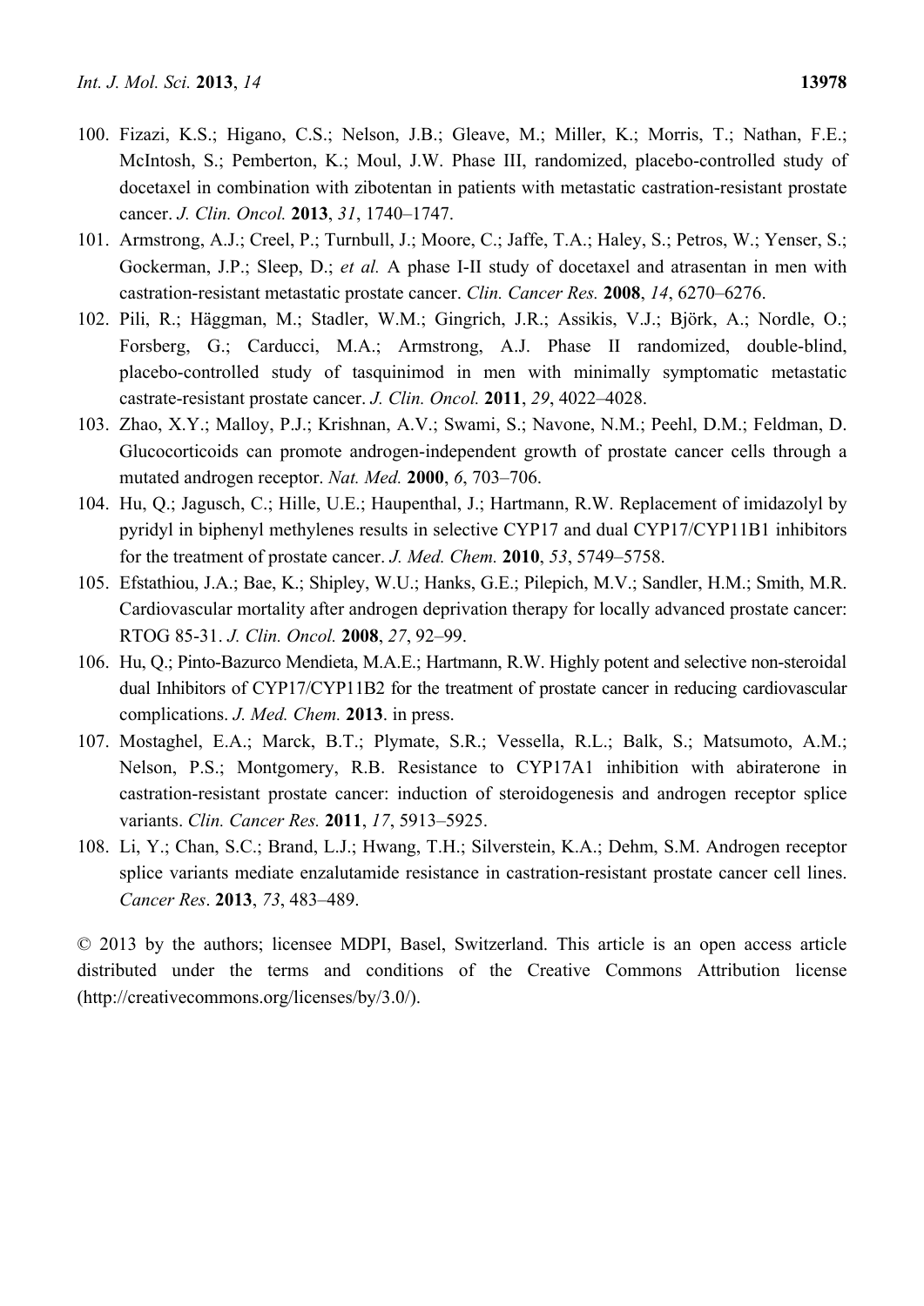100. Fizazi, K.S.; Higano, C.S.; Nelson, J.B.; Gleave, M.; Miller, K.; Morris, T.; Nathan, F.E.; McIntosh, S.; Pemberton, K.; Moul, J.W. Phase III, randomized, placebo-controlled study of docetaxel in combination with zibotentan in patients with metastatic castration-resistant prostate cancer. *J. Clin. Oncol.* **2013**, *31*, 1740–1747.
101. Armstrong, A.J.; Creel, P.; Turnbull, J.; Moore, C.; Jaffe, T.A.; Haley, S.; Petros, W.; Yenser, S.; Gockerman, J.P.; Sleep, D.; *et al.* A phase I-II study of docetaxel and atrasentan in men with castration-resistant metastatic prostate cancer. *Clin. Cancer Res.* **2008**, *14*, 6270–6276.
102. Pili, R.; Häggman, M.; Stadler, W.M.; Gingrich, J.R.; Assikis, V.J.; Björk, A.; Nordle, O.; Forsberg, G.; Carducci, M.A.; Armstrong, A.J. Phase II randomized, double-blind, placebo-controlled study of tasquinimod in men with minimally symptomatic metastatic castrate-resistant prostate cancer. *J. Clin. Oncol.* **2011**, *29*, 4022–4028.
103. Zhao, X.Y.; Malloy, P.J.; Krishnan, A.V.; Swami, S.; Navone, N.M.; Peehl, D.M.; Feldman, D. Glucocorticoids can promote androgen-independent growth of prostate cancer cells through a mutated androgen receptor. *Nat. Med.* **2000**, *6*, 703–706.
104. Hu, Q.; Jagusch, C.; Hille, U.E.; Haupenthal, J.; Hartmann, R.W. Replacement of imidazolyl by pyridyl in biphenyl methylenes results in selective CYP17 and dual CYP17/CYP11B1 inhibitors for the treatment of prostate cancer. *J. Med. Chem.* **2010**, *53*, 5749–5758.
105. Efstathiou, J.A.; Bae, K.; Shipley, W.U.; Hanks, G.E.; Pilepich, M.V.; Sandler, H.M.; Smith, M.R. Cardiovascular mortality after androgen deprivation therapy for locally advanced prostate cancer: RTOG 85-31. *J. Clin. Oncol.* **2008**, *27*, 92–99.
106. Hu, Q.; Pinto-Bazurco Mendieta, M.A.E.; Hartmann, R.W. Highly potent and selective non-steroidal dual Inhibitors of CYP17/CYP11B2 for the treatment of prostate cancer in reducing cardiovascular complications. *J. Med. Chem.* **2013**. in press.
107. Mostaghel, E.A.; Marck, B.T.; Plymate, S.R.; Vessella, R.L.; Balk, S.; Matsumoto, A.M.; Nelson, P.S.; Montgomery, R.B. Resistance to CYP17A1 inhibition with abiraterone in castration-resistant prostate cancer: induction of steroidogenesis and androgen receptor splice variants. *Clin. Cancer Res.* **2011**, *17*, 5913–5925.
108. Li, Y.; Chan, S.C.; Brand, L.J.; Hwang, T.H.; Silverstein, K.A.; Dehm, S.M. Androgen receptor splice variants mediate enzalutamide resistance in castration-resistant prostate cancer cell lines. *Cancer Res*. **2013**, *73*, 483–489.

© 2013 by the authors; licensee MDPI, Basel, Switzerland. This article is an open access article distributed under the terms and conditions of the Creative Commons Attribution license (http://creativecommons.org/licenses/by/3.0/).